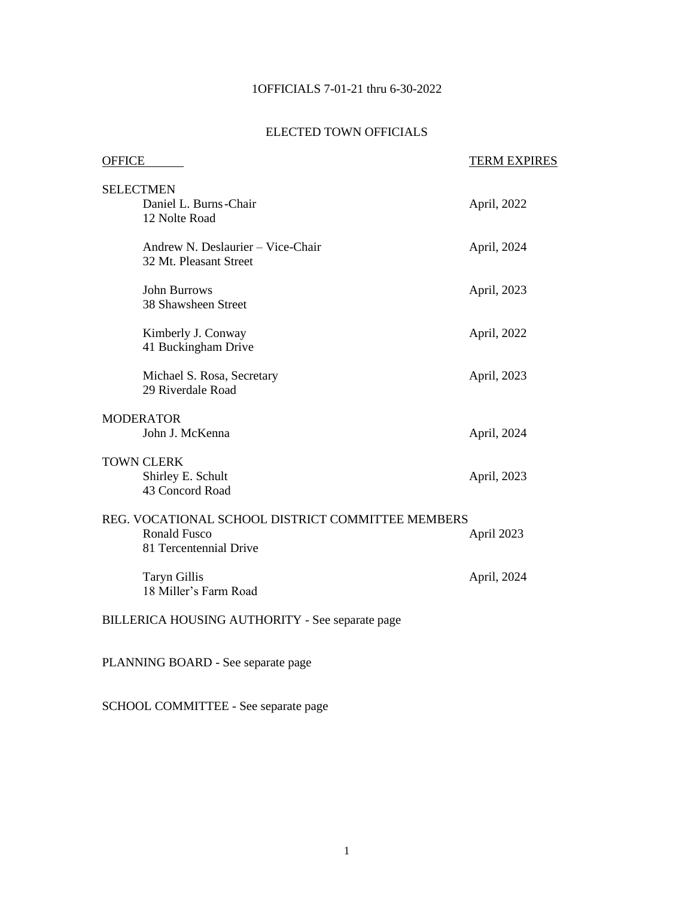1OFFICIALS 7-01-21 thru 6-30-2022

## ELECTED TOWN OFFICIALS

| OFFICE | TERM EXPIRES |
|---|---|
| **SELECTMEN** | |
| Daniel L. Burns-Chair<br>12 Nolte Road | April, 2022 |
| Andrew N. Deslaurier – Vice-Chair<br>32 Mt. Pleasant Street | April, 2024 |
| John Burrows<br>38 Shawsheen Street | April, 2023 |
| Kimberly J. Conway<br>41 Buckingham Drive | April, 2022 |
| Michael S. Rosa, Secretary<br>29 Riverdale Road | April, 2023 |
| **MODERATOR** | |
| John J. McKenna | April, 2024 |
| **TOWN CLERK** | |
| Shirley E. Schult<br>43 Concord Road | April, 2023 |
| **REG. VOCATIONAL SCHOOL DISTRICT COMMITTEE MEMBERS** | |
| Ronald Fusco<br>81 Tercentennial Drive | April 2023 |
| Taryn Gillis<br>18 Miller's Farm Road | April, 2024 |

BILLERICA HOUSING AUTHORITY - See separate page

PLANNING BOARD - See separate page

SCHOOL COMMITTEE - See separate page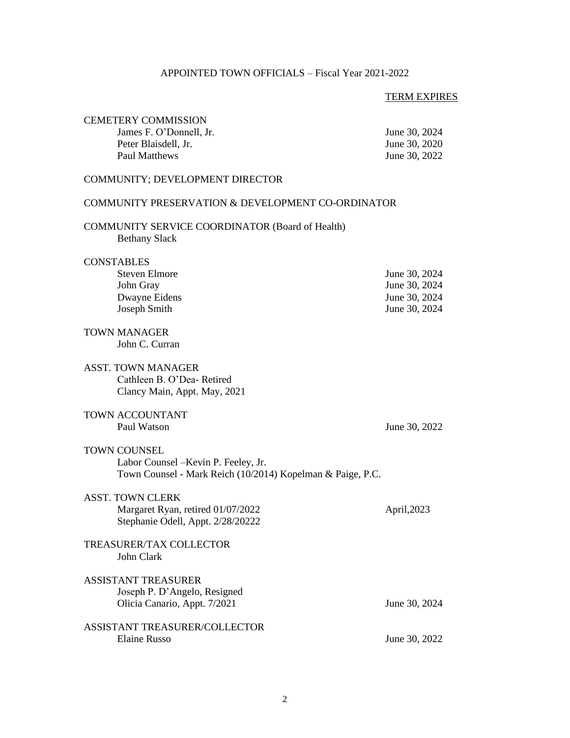## APPOINTED TOWN OFFICIALS – Fiscal Year 2021-2022

| | TERM EXPIRES |
|---|---|
| **CEMETERY COMMISSION** | |
| James F. O'Donnell, Jr. | June 30, 2024 |
| Peter Blaisdell, Jr. | June 30, 2020 |
| Paul Matthews | June 30, 2022 |
| **COMMUNITY; DEVELOPMENT DIRECTOR** | |
| **COMMUNITY PRESERVATION & DEVELOPMENT CO-ORDINATOR** | |
| **COMMUNITY SERVICE COORDINATOR (Board of Health)** | |
| Bethany Slack | |
| **CONSTABLES** | |
| Steven Elmore | June 30, 2024 |
| John Gray | June 30, 2024 |
| Dwayne Eidens | June 30, 2024 |
| Joseph Smith | June 30, 2024 |
| **TOWN MANAGER** | |
| John C. Curran | |
| **ASST. TOWN MANAGER** | |
| Cathleen B. O'Dea- Retired | |
| Clancy Main, Appt. May, 2021 | |
| **TOWN ACCOUNTANT** | |
| Paul Watson | June 30, 2022 |
| **TOWN COUNSEL** | |
| Labor Counsel –Kevin P. Feeley, Jr. | |
| Town Counsel - Mark Reich (10/2014) Kopelman & Paige, P.C. | |
| **ASST. TOWN CLERK** | |
| Margaret Ryan, retired 01/07/2022 | April,2023 |
| Stephanie Odell, Appt. 2/28/20222 | |
| **TREASURER/TAX COLLECTOR** | |
| John Clark | |
| **ASSISTANT TREASURER** | |
| Joseph P. D'Angelo, Resigned | |
| Olicia Canario, Appt. 7/2021 | June 30, 2024 |
| **ASSISTANT TREASURER/COLLECTOR** | |
| Elaine Russo | June 30, 2022 |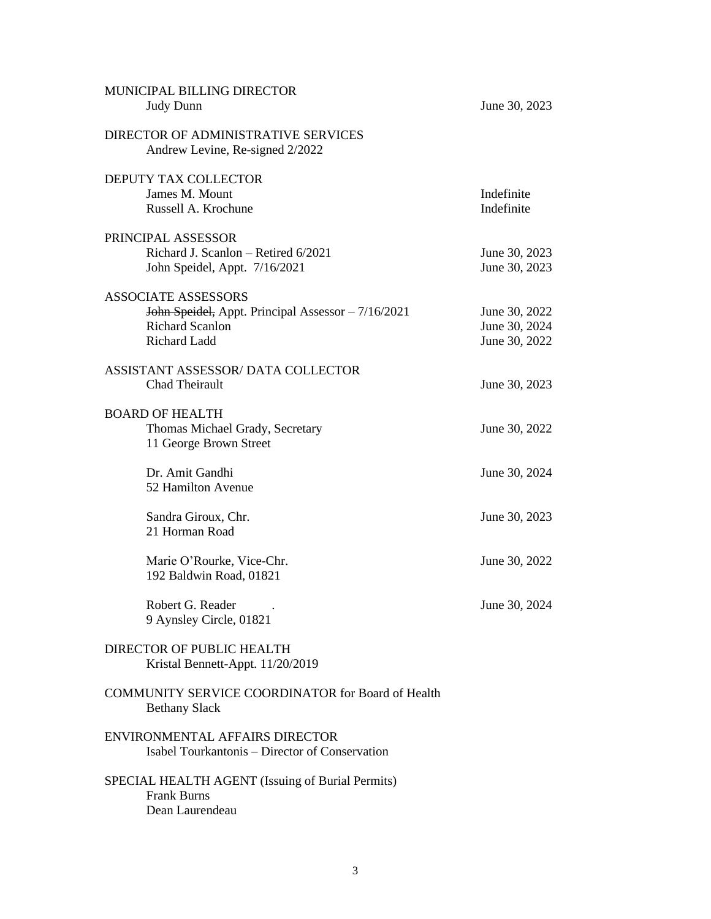MUNICIPAL BILLING DIRECTOR

| | |
|---|---|
| Judy Dunn | June 30, 2023 |

DIRECTOR OF ADMINISTRATIVE SERVICES

Andrew Levine, Re-signed 2/2022

DEPUTY TAX COLLECTOR

| | |
|---|---|
| James M. Mount | Indefinite |
| Russell A. Krochune | Indefinite |

PRINCIPAL ASSESSOR

| | |
|---|---|
| Richard J. Scanlon – Retired 6/2021 | June 30, 2023 |
| John Speidel, Appt. 7/16/2021 | June 30, 2023 |

ASSOCIATE ASSESSORS

| | |
|---|---|
| ~~John Speidel,~~ Appt. Principal Assessor – 7/16/2021 | June 30, 2022 |
| Richard Scanlon | June 30, 2024 |
| Richard Ladd | June 30, 2022 |

ASSISTANT ASSESSOR/ DATA COLLECTOR

| | |
|---|---|
| Chad Theirault | June 30, 2023 |

BOARD OF HEALTH

| | |
|---|---|
| Thomas Michael Grady, Secretary<br>11 George Brown Street | June 30, 2022 |
| Dr. Amit Gandhi<br>52 Hamilton Avenue | June 30, 2024 |
| Sandra Giroux, Chr.<br>21 Horman Road | June 30, 2023 |
| Marie O'Rourke, Vice-Chr.<br>192 Baldwin Road, 01821 | June 30, 2022 |
| Robert G. Reader .<br>9 Aynsley Circle, 01821 | June 30, 2024 |

DIRECTOR OF PUBLIC HEALTH

Kristal Bennett-Appt. 11/20/2019

COMMUNITY SERVICE COORDINATOR for Board of Health

Bethany Slack

ENVIRONMENTAL AFFAIRS DIRECTOR

Isabel Tourkantonis – Director of Conservation

SPECIAL HEALTH AGENT (Issuing of Burial Permits)

Frank Burns
Dean Laurendeau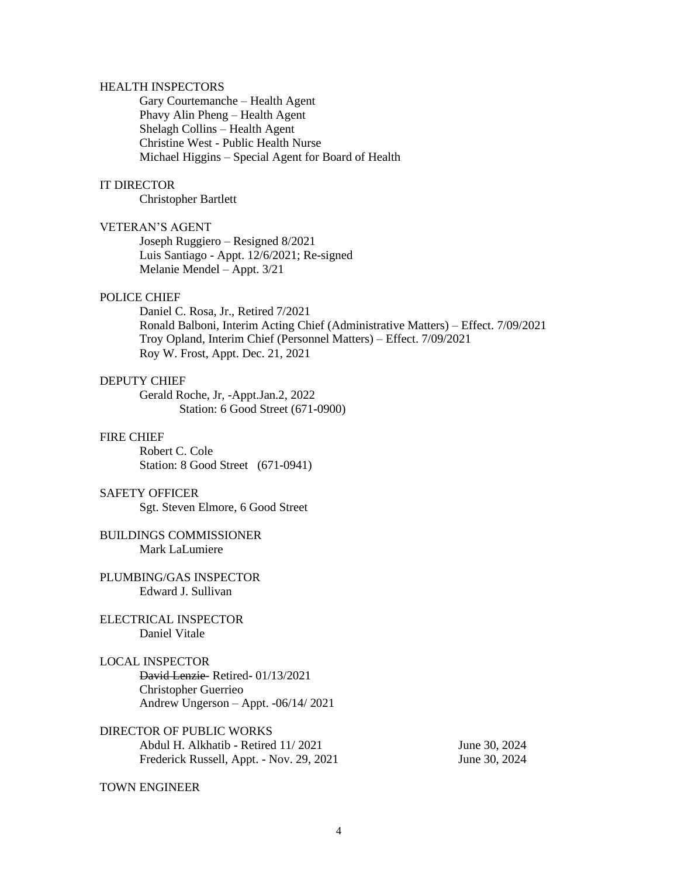HEALTH INSPECTORS

Gary Courtemanche – Health Agent
Phavy Alin Pheng – Health Agent
Shelagh Collins – Health Agent
Christine West - Public Health Nurse
Michael Higgins – Special Agent for Board of Health

IT DIRECTOR

Christopher Bartlett

VETERAN'S AGENT

Joseph Ruggiero – Resigned 8/2021
Luis Santiago - Appt. 12/6/2021; Re-signed
Melanie Mendel – Appt. 3/21

POLICE CHIEF

Daniel C. Rosa, Jr., Retired 7/2021
Ronald Balboni, Interim Acting Chief (Administrative Matters) – Effect. 7/09/2021
Troy Opland, Interim Chief (Personnel Matters) – Effect. 7/09/2021
Roy W. Frost, Appt. Dec. 21, 2021

DEPUTY CHIEF

Gerald Roche, Jr, -Appt.Jan.2, 2022
Station: 6 Good Street (671-0900)

FIRE CHIEF

Robert C. Cole
Station: 8 Good Street (671-0941)

SAFETY OFFICER

Sgt. Steven Elmore, 6 Good Street

BUILDINGS COMMISSIONER

Mark LaLumiere

PLUMBING/GAS INSPECTOR

Edward J. Sullivan

ELECTRICAL INSPECTOR

Daniel Vitale

LOCAL INSPECTOR

~~David Lenzie~~ Retired- 01/13/2021
Christopher Guerrieo
Andrew Ungerson – Appt. -06/14/ 2021

DIRECTOR OF PUBLIC WORKS

Abdul H. Alkhatib - Retired 11/ 2021 June 30, 2024
Frederick Russell, Appt. - Nov. 29, 2021 June 30, 2024

TOWN ENGINEER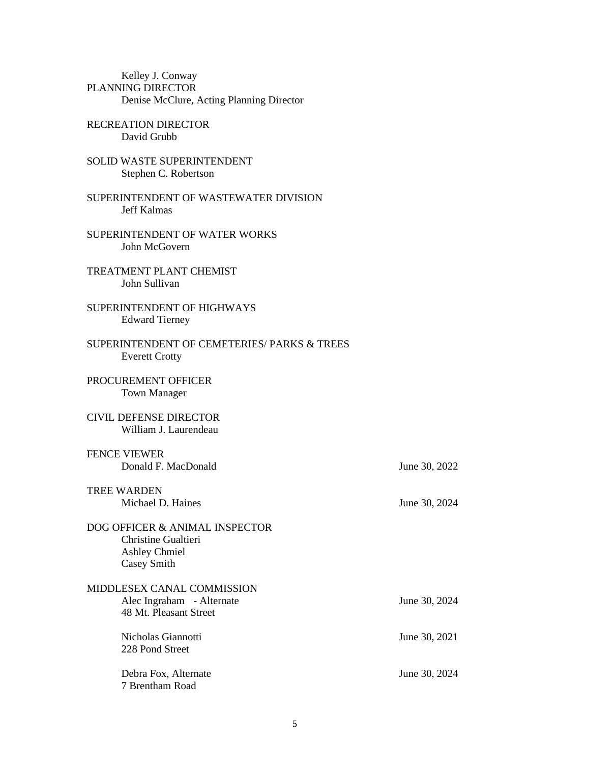Kelley J. Conway

PLANNING DIRECTOR

Denise McClure, Acting Planning Director

RECREATION DIRECTOR

David Grubb

SOLID WASTE SUPERINTENDENT

Stephen C. Robertson

SUPERINTENDENT OF WASTEWATER DIVISION

Jeff Kalmas

SUPERINTENDENT OF WATER WORKS

John McGovern

TREATMENT PLANT CHEMIST

John Sullivan

SUPERINTENDENT OF HIGHWAYS

Edward Tierney

SUPERINTENDENT OF CEMETERIES/ PARKS & TREES

Everett Crotty

PROCUREMENT OFFICER

Town Manager

CIVIL DEFENSE DIRECTOR

William J. Laurendeau

FENCE VIEWER

| | |
|---|---|
| Donald F. MacDonald | June 30, 2022 |

TREE WARDEN

| | |
|---|---|
| Michael D. Haines | June 30, 2024 |

DOG OFFICER & ANIMAL INSPECTOR

Christine Gualtieri
Ashley Chmiel
Casey Smith

MIDDLESEX CANAL COMMISSION

| | |
|---|---|
| Alec Ingraham - Alternate<br>48 Mt. Pleasant Street | June 30, 2024 |
| Nicholas Giannotti<br>228 Pond Street | June 30, 2021 |
| Debra Fox, Alternate<br>7 Brentham Road | June 30, 2024 |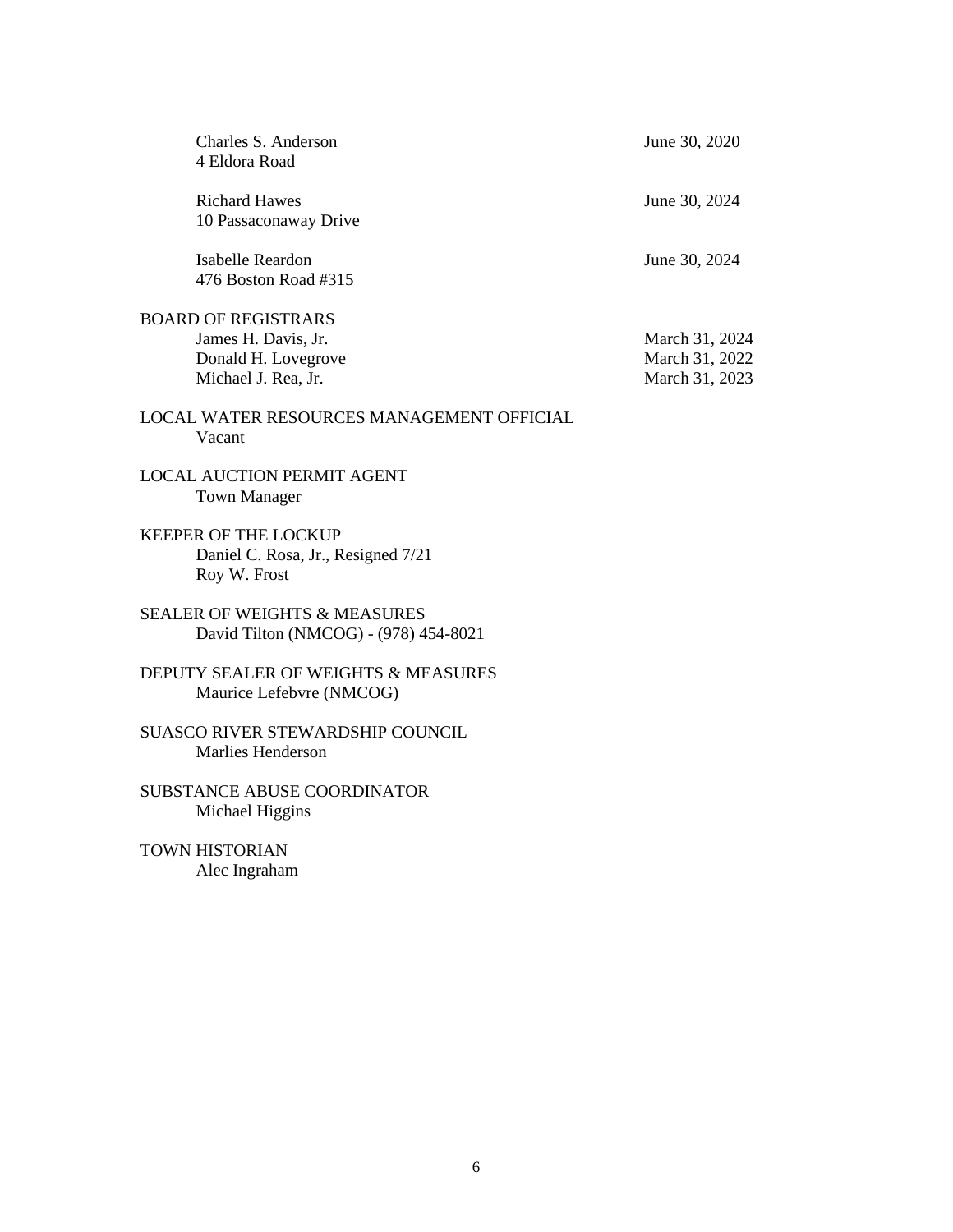| | |
|---|---|
| Charles S. Anderson<br>4 Eldora Road | June 30, 2020 |
| Richard Hawes<br>10 Passaconaway Drive | June 30, 2024 |
| Isabelle Reardon<br>476 Boston Road #315 | June 30, 2024 |

BOARD OF REGISTRARS

| | |
|---|---|
| James H. Davis, Jr. | March 31, 2024 |
| Donald H. Lovegrove | March 31, 2022 |
| Michael J. Rea, Jr. | March 31, 2023 |

LOCAL WATER RESOURCES MANAGEMENT OFFICIAL
Vacant

LOCAL AUCTION PERMIT AGENT
Town Manager

KEEPER OF THE LOCKUP
Daniel C. Rosa, Jr., Resigned 7/21
Roy W. Frost

SEALER OF WEIGHTS & MEASURES
David Tilton (NMCOG) - (978) 454-8021

DEPUTY SEALER OF WEIGHTS & MEASURES
Maurice Lefebvre (NMCOG)

SUASCO RIVER STEWARDSHIP COUNCIL
Marlies Henderson

SUBSTANCE ABUSE COORDINATOR
Michael Higgins

TOWN HISTORIAN
Alec Ingraham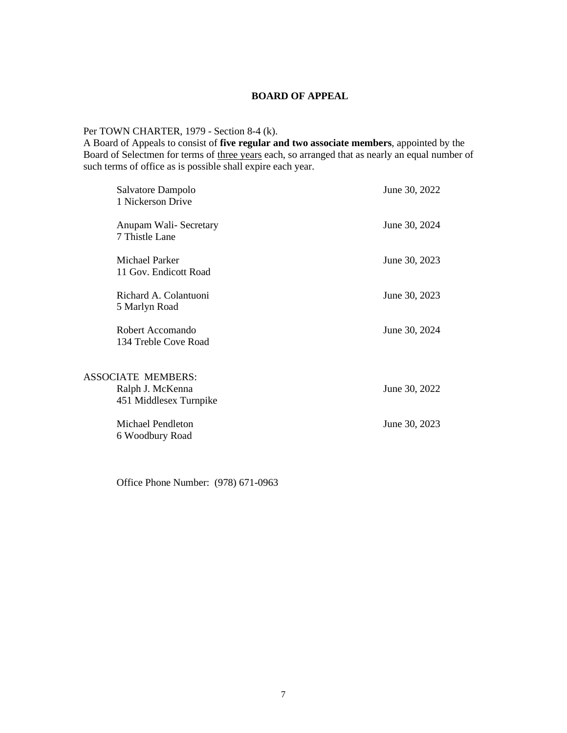## BOARD OF APPEAL

Per TOWN CHARTER, 1979 - Section 8-4 (k).
A Board of Appeals to consist of **five regular and two associate members**, appointed by the Board of Selectmen for terms of three years each, so arranged that as nearly an equal number of such terms of office as is possible shall expire each year.

| | |
|---|---|
| Salvatore Dampolo<br>1 Nickerson Drive | June 30, 2022 |
| Anupam Wali- Secretary<br>7 Thistle Lane | June 30, 2024 |
| Michael Parker<br>11 Gov. Endicott Road | June 30, 2023 |
| Richard A. Colantuoni<br>5 Marlyn Road | June 30, 2023 |
| Robert Accomando<br>134 Treble Cove Road | June 30, 2024 |

ASSOCIATE MEMBERS:

| | |
|---|---|
| Ralph J. McKenna<br>451 Middlesex Turnpike | June 30, 2022 |
| Michael Pendleton<br>6 Woodbury Road | June 30, 2023 |

Office Phone Number: (978) 671-0963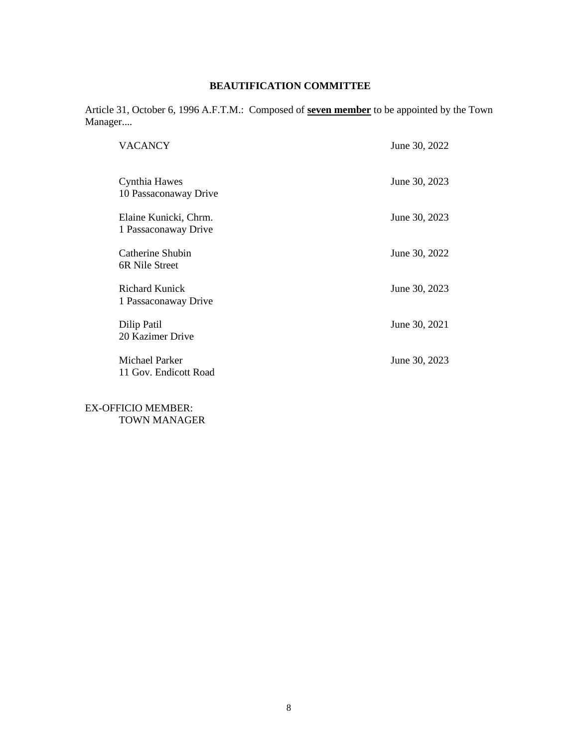## BEAUTIFICATION COMMITTEE

Article 31, October 6, 1996 A.F.T.M.: Composed of **seven member** to be appointed by the Town Manager....

| Member | Term Expires |
|---|---|
| VACANCY | June 30, 2022 |
| Cynthia Hawes<br>10 Passaconaway Drive | June 30, 2023 |
| Elaine Kunicki, Chrm.<br>1 Passaconaway Drive | June 30, 2023 |
| Catherine Shubin<br>6R Nile Street | June 30, 2022 |
| Richard Kunick<br>1 Passaconaway Drive | June 30, 2023 |
| Dilip Patil<br>20 Kazimer Drive | June 30, 2021 |
| Michael Parker<br>11 Gov. Endicott Road | June 30, 2023 |

EX-OFFICIO MEMBER:
TOWN MANAGER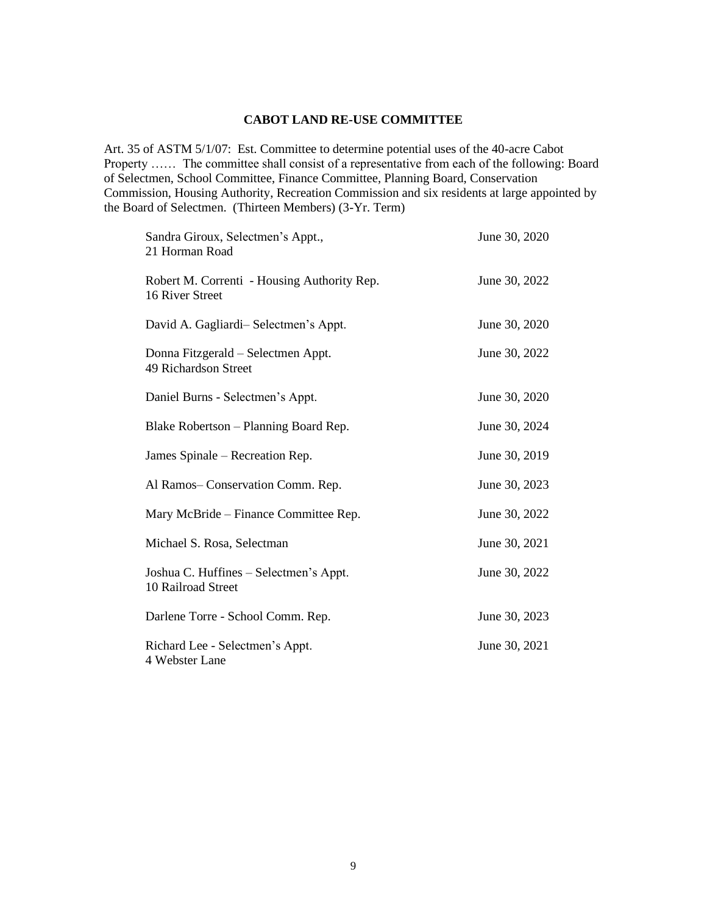## CABOT LAND RE-USE COMMITTEE

Art. 35 of ASTM 5/1/07: Est. Committee to determine potential uses of the 40-acre Cabot Property …… The committee shall consist of a representative from each of the following: Board of Selectmen, School Committee, Finance Committee, Planning Board, Conservation Commission, Housing Authority, Recreation Commission and six residents at large appointed by the Board of Selectmen. (Thirteen Members) (3-Yr. Term)

| | |
|---|---|
| Sandra Giroux, Selectmen's Appt.,<br>21 Horman Road | June 30, 2020 |
| Robert M. Correnti - Housing Authority Rep.<br>16 River Street | June 30, 2022 |
| David A. Gagliardi– Selectmen's Appt. | June 30, 2020 |
| Donna Fitzgerald – Selectmen Appt.<br>49 Richardson Street | June 30, 2022 |
| Daniel Burns - Selectmen's Appt. | June 30, 2020 |
| Blake Robertson – Planning Board Rep. | June 30, 2024 |
| James Spinale – Recreation Rep. | June 30, 2019 |
| Al Ramos– Conservation Comm. Rep. | June 30, 2023 |
| Mary McBride – Finance Committee Rep. | June 30, 2022 |
| Michael S. Rosa, Selectman | June 30, 2021 |
| Joshua C. Huffines – Selectmen's Appt.<br>10 Railroad Street | June 30, 2022 |
| Darlene Torre - School Comm. Rep. | June 30, 2023 |
| Richard Lee - Selectmen's Appt.<br>4 Webster Lane | June 30, 2021 |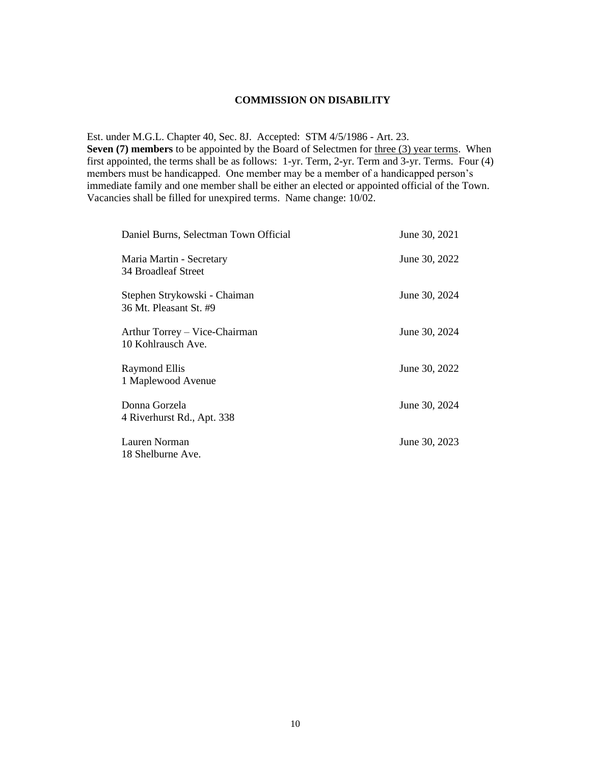## COMMISSION ON DISABILITY

Est. under M.G.L. Chapter 40, Sec. 8J. Accepted: STM 4/5/1986 - Art. 23.
**Seven (7) members** to be appointed by the Board of Selectmen for three (3) year terms. When first appointed, the terms shall be as follows: 1-yr. Term, 2-yr. Term and 3-yr. Terms. Four (4) members must be handicapped. One member may be a member of a handicapped person's immediate family and one member shall be either an elected or appointed official of the Town. Vacancies shall be filled for unexpired terms. Name change: 10/02.

| | |
|---|---|
| Daniel Burns, Selectman Town Official | June 30, 2021 |
| Maria Martin - Secretary<br>34 Broadleaf Street | June 30, 2022 |
| Stephen Strykowski - Chaiman<br>36 Mt. Pleasant St. #9 | June 30, 2024 |
| Arthur Torrey – Vice-Chairman<br>10 Kohlrausch Ave. | June 30, 2024 |
| Raymond Ellis<br>1 Maplewood Avenue | June 30, 2022 |
| Donna Gorzela<br>4 Riverhurst Rd., Apt. 338 | June 30, 2024 |
| Lauren Norman<br>18 Shelburne Ave. | June 30, 2023 |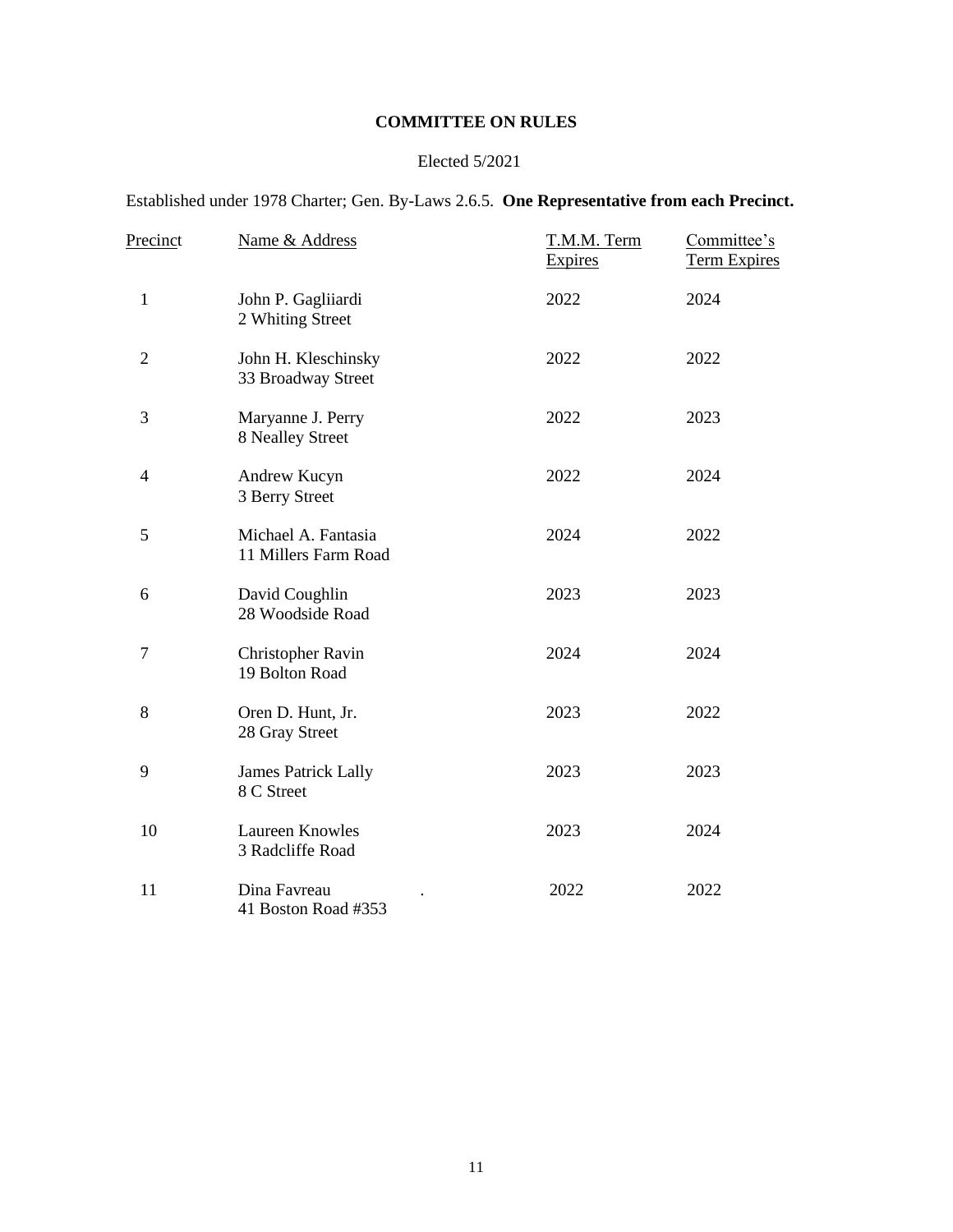# COMMITTEE ON RULES

Elected 5/2021

Established under 1978 Charter; Gen. By-Laws 2.6.5. **One Representative from each Precinct.**

| Precinct | Name & Address | T.M.M. Term Expires | Committee's Term Expires |
|---|---|---|---|
| 1 | John P. Gagliiardi<br>2 Whiting Street | 2022 | 2024 |
| 2 | John H. Kleschinsky<br>33 Broadway Street | 2022 | 2022 |
| 3 | Maryanne J. Perry<br>8 Nealley Street | 2022 | 2023 |
| 4 | Andrew Kucyn<br>3 Berry Street | 2022 | 2024 |
| 5 | Michael A. Fantasia<br>11 Millers Farm Road | 2024 | 2022 |
| 6 | David Coughlin<br>28 Woodside Road | 2023 | 2023 |
| 7 | Christopher Ravin<br>19 Bolton Road | 2024 | 2024 |
| 8 | Oren D. Hunt, Jr.<br>28 Gray Street | 2023 | 2022 |
| 9 | James Patrick Lally<br>8 C Street | 2023 | 2023 |
| 10 | Laureen Knowles<br>3 Radcliffe Road | 2023 | 2024 |
| 11 | Dina Favreau<br>41 Boston Road #353 | 2022 | 2022 |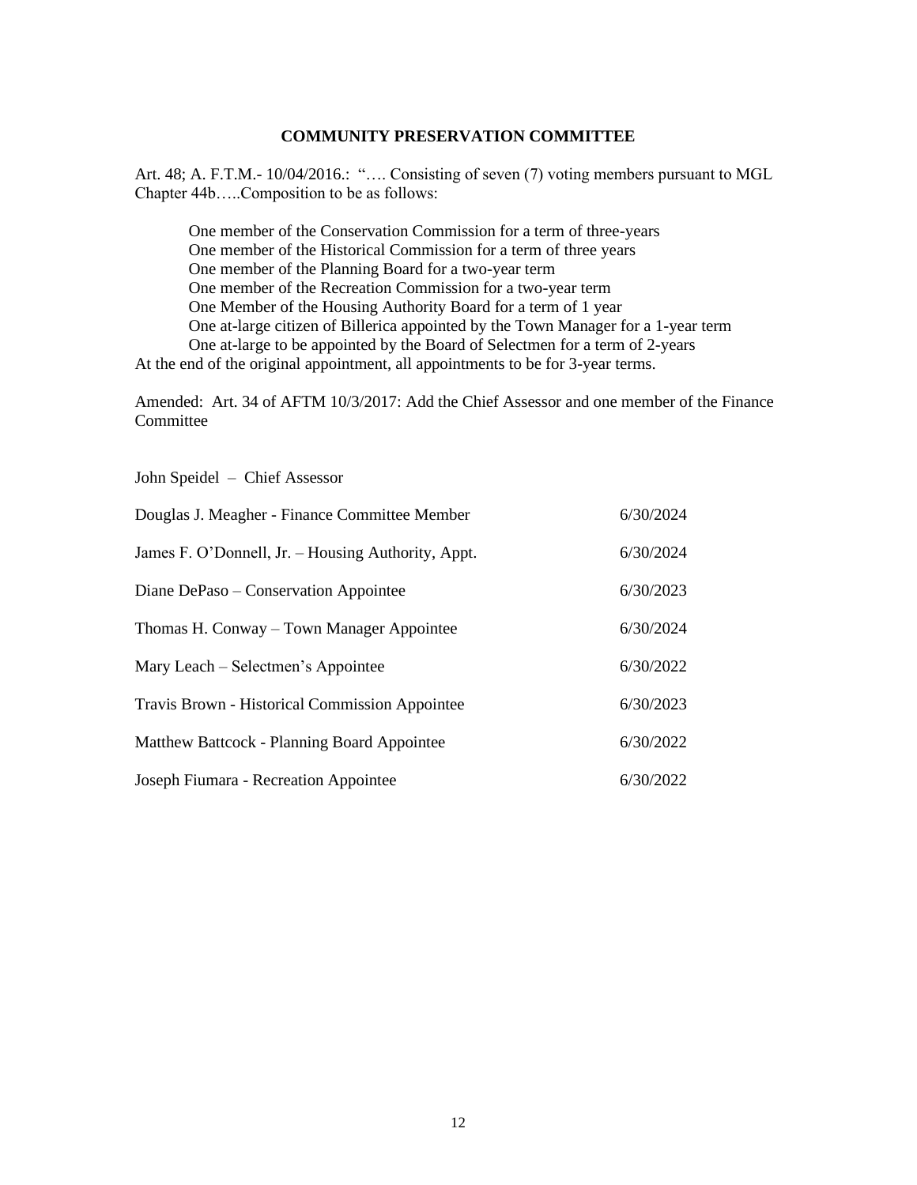## COMMUNITY PRESERVATION COMMITTEE

Art. 48; A. F.T.M.- 10/04/2016.: "…. Consisting of seven (7) voting members pursuant to MGL Chapter 44b…..Composition to be as follows:

> One member of the Conservation Commission for a term of three-years
> One member of the Historical Commission for a term of three years
> One member of the Planning Board for a two-year term
> One member of the Recreation Commission for a two-year term
> One Member of the Housing Authority Board for a term of 1 year
> One at-large citizen of Billerica appointed by the Town Manager for a 1-year term
> One at-large to be appointed by the Board of Selectmen for a term of 2-years

At the end of the original appointment, all appointments to be for 3-year terms.

Amended: Art. 34 of AFTM 10/3/2017: Add the Chief Assessor and one member of the Finance Committee

| | |
|---|---|
| John Speidel – Chief Assessor | |
| Douglas J. Meagher - Finance Committee Member | 6/30/2024 |
| James F. O'Donnell, Jr. – Housing Authority, Appt. | 6/30/2024 |
| Diane DePaso – Conservation Appointee | 6/30/2023 |
| Thomas H. Conway – Town Manager Appointee | 6/30/2024 |
| Mary Leach – Selectmen's Appointee | 6/30/2022 |
| Travis Brown - Historical Commission Appointee | 6/30/2023 |
| Matthew Battcock - Planning Board Appointee | 6/30/2022 |
| Joseph Fiumara - Recreation Appointee | 6/30/2022 |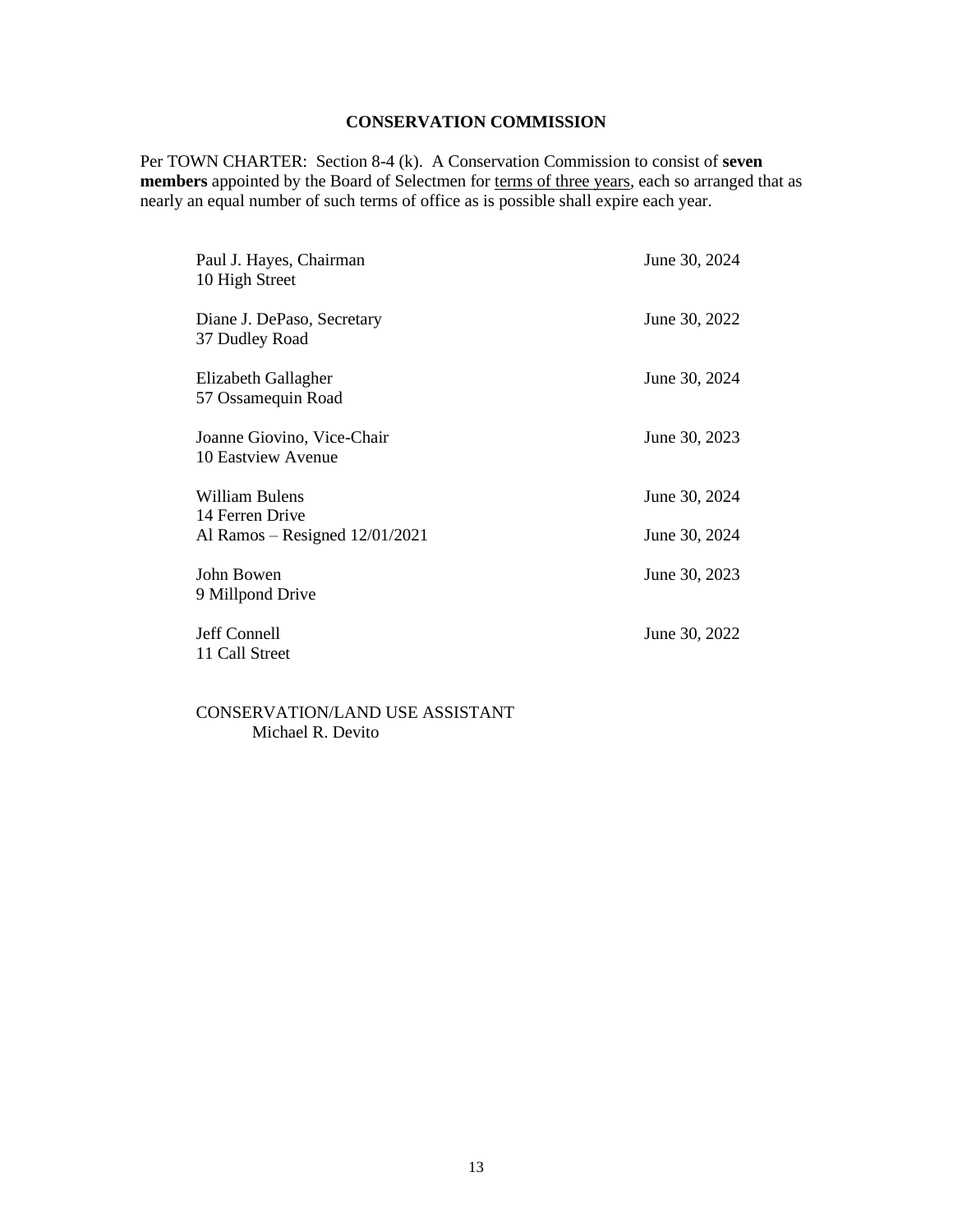## CONSERVATION COMMISSION

Per TOWN CHARTER: Section 8-4 (k). A Conservation Commission to consist of **seven members** appointed by the Board of Selectmen for terms of three years, each so arranged that as nearly an equal number of such terms of office as is possible shall expire each year.

| | |
|---|---|
| Paul J. Hayes, Chairman<br>10 High Street | June 30, 2024 |
| Diane J. DePaso, Secretary<br>37 Dudley Road | June 30, 2022 |
| Elizabeth Gallagher<br>57 Ossamequin Road | June 30, 2024 |
| Joanne Giovino, Vice-Chair<br>10 Eastview Avenue | June 30, 2023 |
| William Bulens<br>14 Ferren Drive | June 30, 2024 |
| Al Ramos – Resigned 12/01/2021 | June 30, 2024 |
| John Bowen<br>9 Millpond Drive | June 30, 2023 |
| Jeff Connell<br>11 Call Street | June 30, 2022 |

CONSERVATION/LAND USE ASSISTANT
Michael R. Devito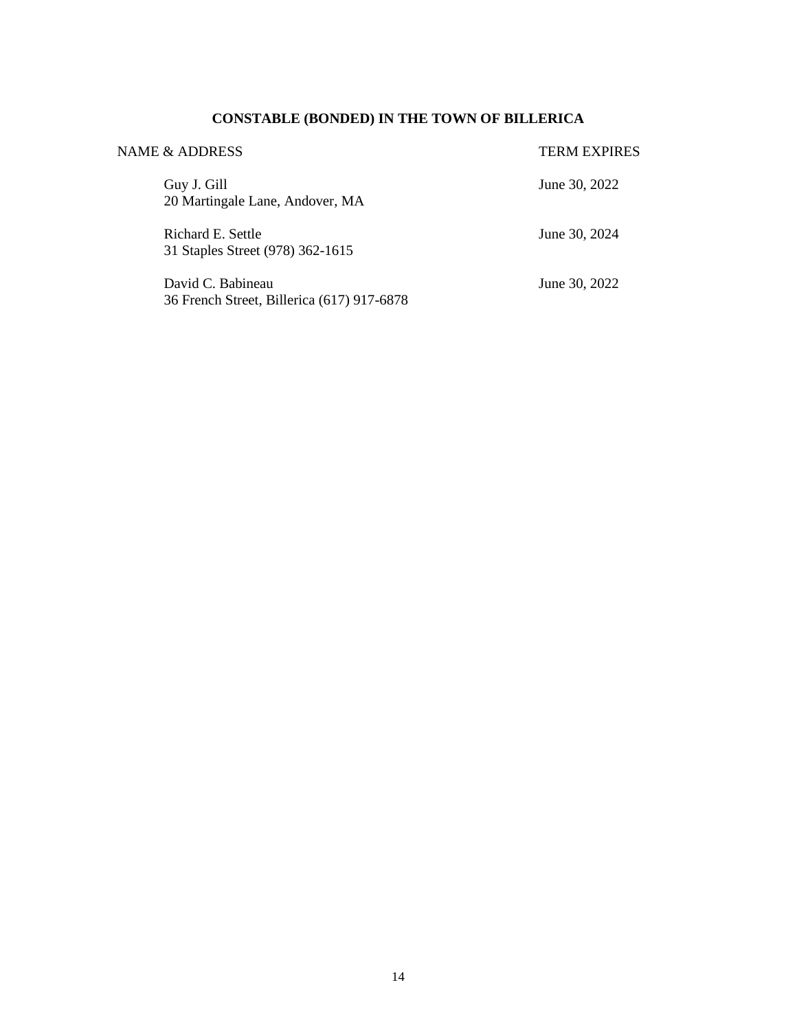## CONSTABLE (BONDED) IN THE TOWN OF BILLERICA

| NAME & ADDRESS | TERM EXPIRES |
|---|---|
| Guy J. Gill<br>20 Martingale Lane, Andover, MA | June 30, 2022 |
| Richard E. Settle<br>31 Staples Street (978) 362-1615 | June 30, 2024 |
| David C. Babineau<br>36 French Street, Billerica (617) 917-6878 | June 30, 2022 |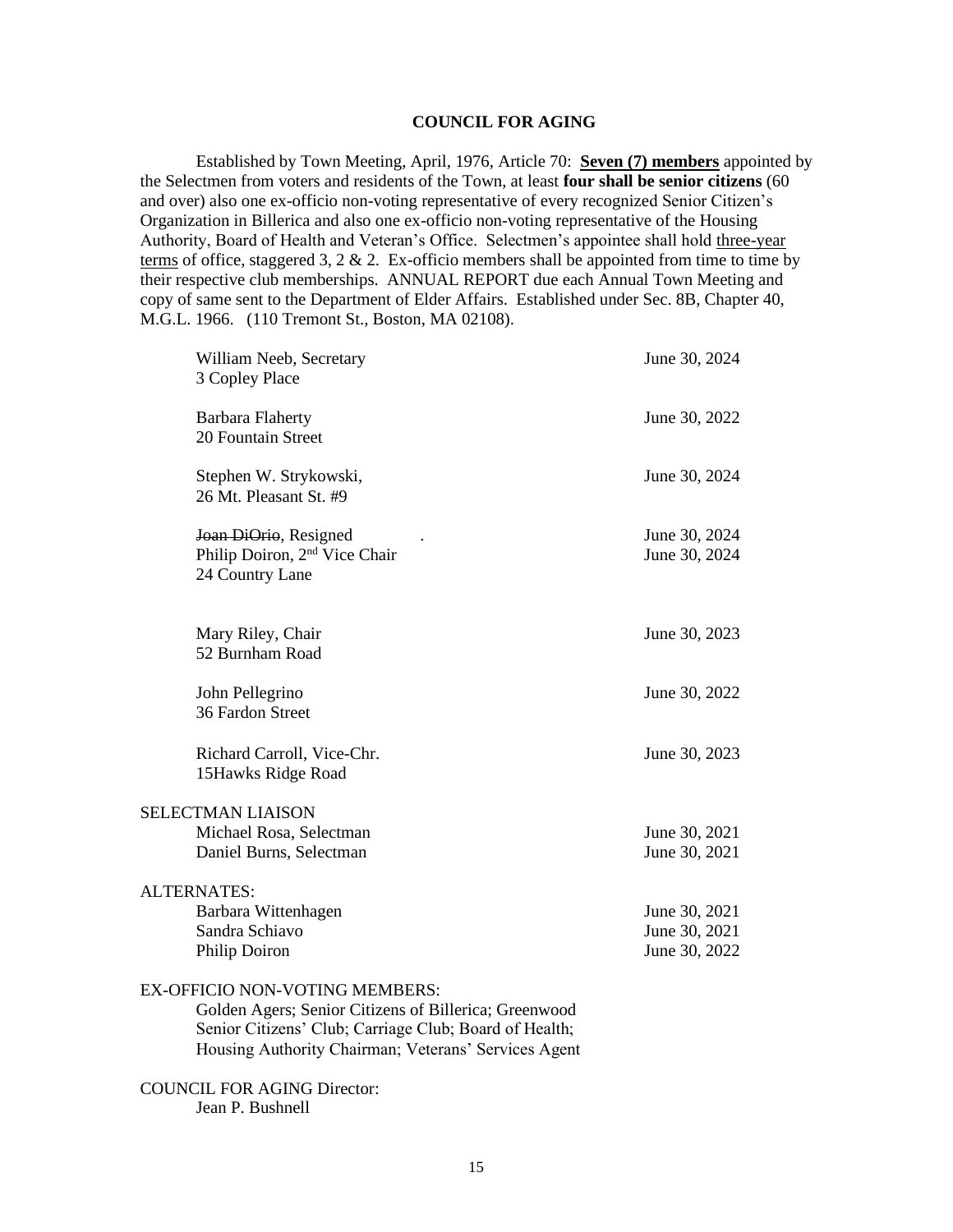## COUNCIL FOR AGING

Established by Town Meeting, April, 1976, Article 70: **Seven (7) members** appointed by the Selectmen from voters and residents of the Town, at least **four shall be senior citizens** (60 and over) also one ex-officio non-voting representative of every recognized Senior Citizen's Organization in Billerica and also one ex-officio non-voting representative of the Housing Authority, Board of Health and Veteran's Office. Selectmen's appointee shall hold three-year terms of office, staggered 3, 2 & 2. Ex-officio members shall be appointed from time to time by their respective club memberships. ANNUAL REPORT due each Annual Town Meeting and copy of same sent to the Department of Elder Affairs. Established under Sec. 8B, Chapter 40, M.G.L. 1966. (110 Tremont St., Boston, MA 02108).

| | |
|---|---|
| William Neeb, Secretary<br>3 Copley Place | June 30, 2024 |
| Barbara Flaherty<br>20 Fountain Street | June 30, 2022 |
| Stephen W. Strykowski,<br>26 Mt. Pleasant St. #9 | June 30, 2024 |
| ~~Joan DiOrio~~, Resigned | June 30, 2024 |
| Philip Doiron, 2nd Vice Chair<br>24 Country Lane | June 30, 2024 |
| Mary Riley, Chair<br>52 Burnham Road | June 30, 2023 |
| John Pellegrino<br>36 Fardon Street | June 30, 2022 |
| Richard Carroll, Vice-Chr.<br>15Hawks Ridge Road | June 30, 2023 |

SELECTMAN LIAISON

| | |
|---|---|
| Michael Rosa, Selectman | June 30, 2021 |
| Daniel Burns, Selectman | June 30, 2021 |

ALTERNATES:

| | |
|---|---|
| Barbara Wittenhagen | June 30, 2021 |
| Sandra Schiavo | June 30, 2021 |
| Philip Doiron | June 30, 2022 |

EX-OFFICIO NON-VOTING MEMBERS:

Golden Agers; Senior Citizens of Billerica; Greenwood Senior Citizens' Club; Carriage Club; Board of Health; Housing Authority Chairman; Veterans' Services Agent

COUNCIL FOR AGING Director:

Jean P. Bushnell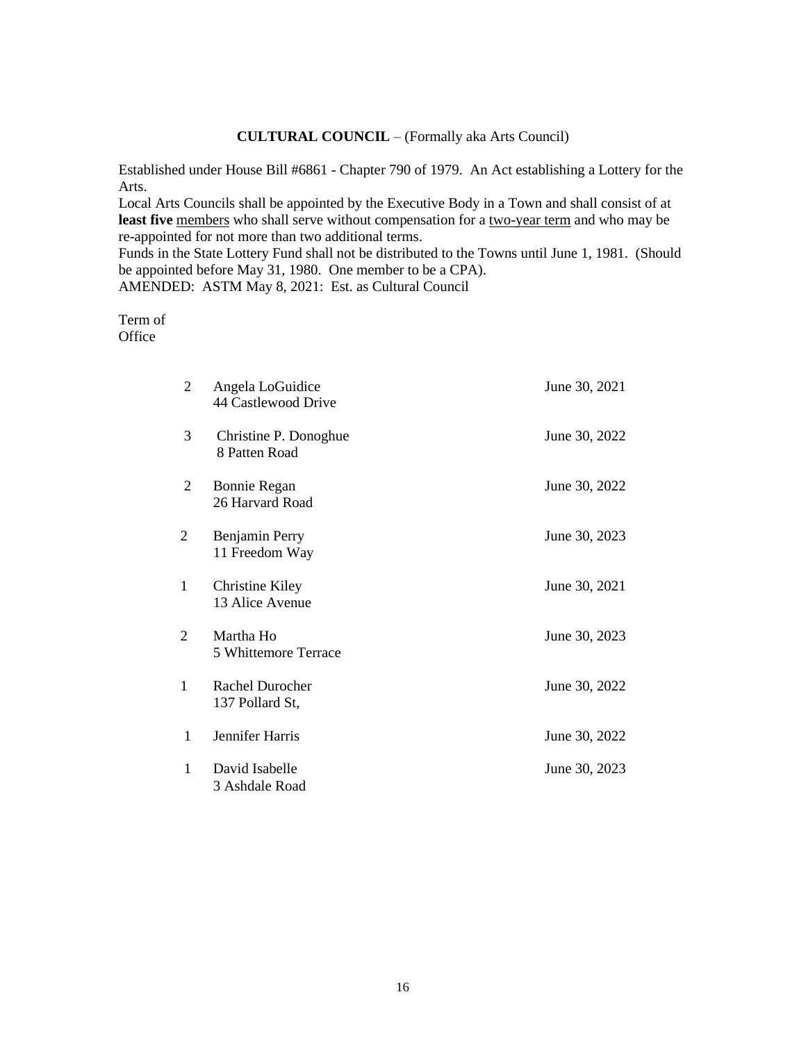**CULTURAL COUNCIL** – (Formally aka Arts Council)

Established under House Bill #6861 - Chapter 790 of 1979. An Act establishing a Lottery for the Arts.
Local Arts Councils shall be appointed by the Executive Body in a Town and shall consist of at **least five** members who shall serve without compensation for a two-year term and who may be re-appointed for not more than two additional terms.
Funds in the State Lottery Fund shall not be distributed to the Towns until June 1, 1981. (Should be appointed before May 31, 1980. One member to be a CPA).
AMENDED: ASTM May 8, 2021: Est. as Cultural Council

| Term of Office | Name / Address | |
|---|---|---|
| 2 | Angela LoGuidice<br>44 Castlewood Drive | June 30, 2021 |
| 3 | Christine P. Donoghue<br>8 Patten Road | June 30, 2022 |
| 2 | Bonnie Regan<br>26 Harvard Road | June 30, 2022 |
| 2 | Benjamin Perry<br>11 Freedom Way | June 30, 2023 |
| 1 | Christine Kiley<br>13 Alice Avenue | June 30, 2021 |
| 2 | Martha Ho<br>5 Whittemore Terrace | June 30, 2023 |
| 1 | Rachel Durocher<br>137 Pollard St, | June 30, 2022 |
| 1 | Jennifer Harris | June 30, 2022 |
| 1 | David Isabelle<br>3 Ashdale Road | June 30, 2023 |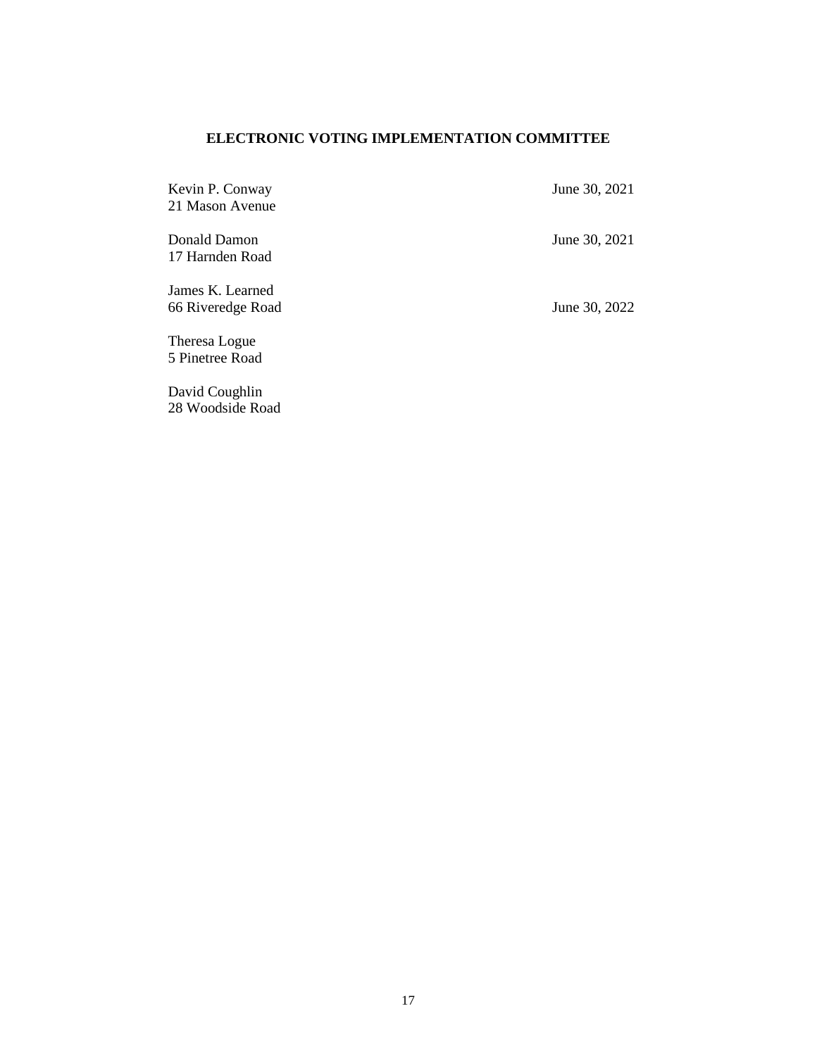## ELECTRONIC VOTING IMPLEMENTATION COMMITTEE

| | |
|---|---|
| Kevin P. Conway<br>21 Mason Avenue | June 30, 2021 |
| Donald Damon<br>17 Harnden Road | June 30, 2021 |
| James K. Learned<br>66 Riveredge Road | June 30, 2022 |
| Theresa Logue<br>5 Pinetree Road | |
| David Coughlin<br>28 Woodside Road | |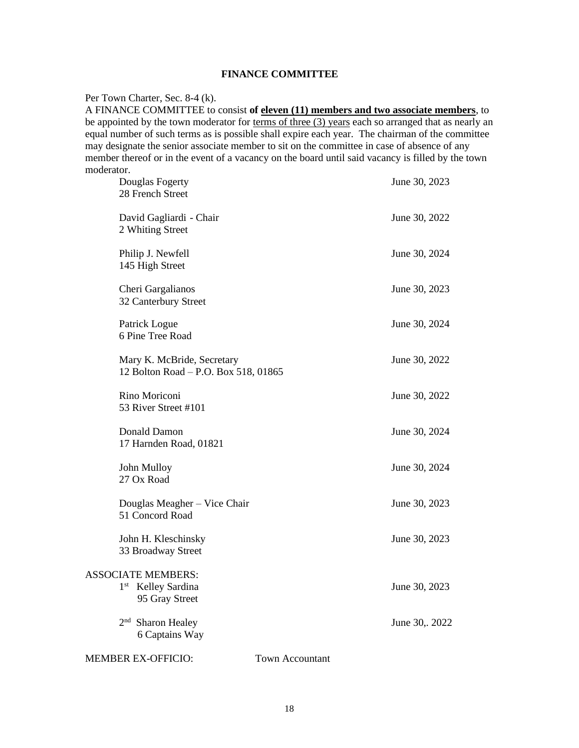# FINANCE COMMITTEE

Per Town Charter, Sec. 8-4 (k).
A FINANCE COMMITTEE to consist **of eleven (11) members and two associate members**, to be appointed by the town moderator for terms of three (3) years each so arranged that as nearly an equal number of such terms as is possible shall expire each year. The chairman of the committee may designate the senior associate member to sit on the committee in case of absence of any member thereof or in the event of a vacancy on the board until said vacancy is filled by the town moderator.

| | |
|---|---|
| Douglas Fogerty<br>28 French Street | June 30, 2023 |
| David Gagliardi - Chair<br>2 Whiting Street | June 30, 2022 |
| Philip J. Newfell<br>145 High Street | June 30, 2024 |
| Cheri Gargalianos<br>32 Canterbury Street | June 30, 2023 |
| Patrick Logue<br>6 Pine Tree Road | June 30, 2024 |
| Mary K. McBride, Secretary<br>12 Bolton Road – P.O. Box 518, 01865 | June 30, 2022 |
| Rino Moriconi<br>53 River Street #101 | June 30, 2022 |
| Donald Damon<br>17 Harnden Road, 01821 | June 30, 2024 |
| John Mulloy<br>27 Ox Road | June 30, 2024 |
| Douglas Meagher – Vice Chair<br>51 Concord Road | June 30, 2023 |
| John H. Kleschinsky<br>33 Broadway Street | June 30, 2023 |

ASSOCIATE MEMBERS:

| | |
|---|---|
| 1st Kelley Sardina<br>95 Gray Street | June 30, 2023 |
| 2nd Sharon Healey<br>6 Captains Way | June 30,. 2022 |

MEMBER EX-OFFICIO: Town Accountant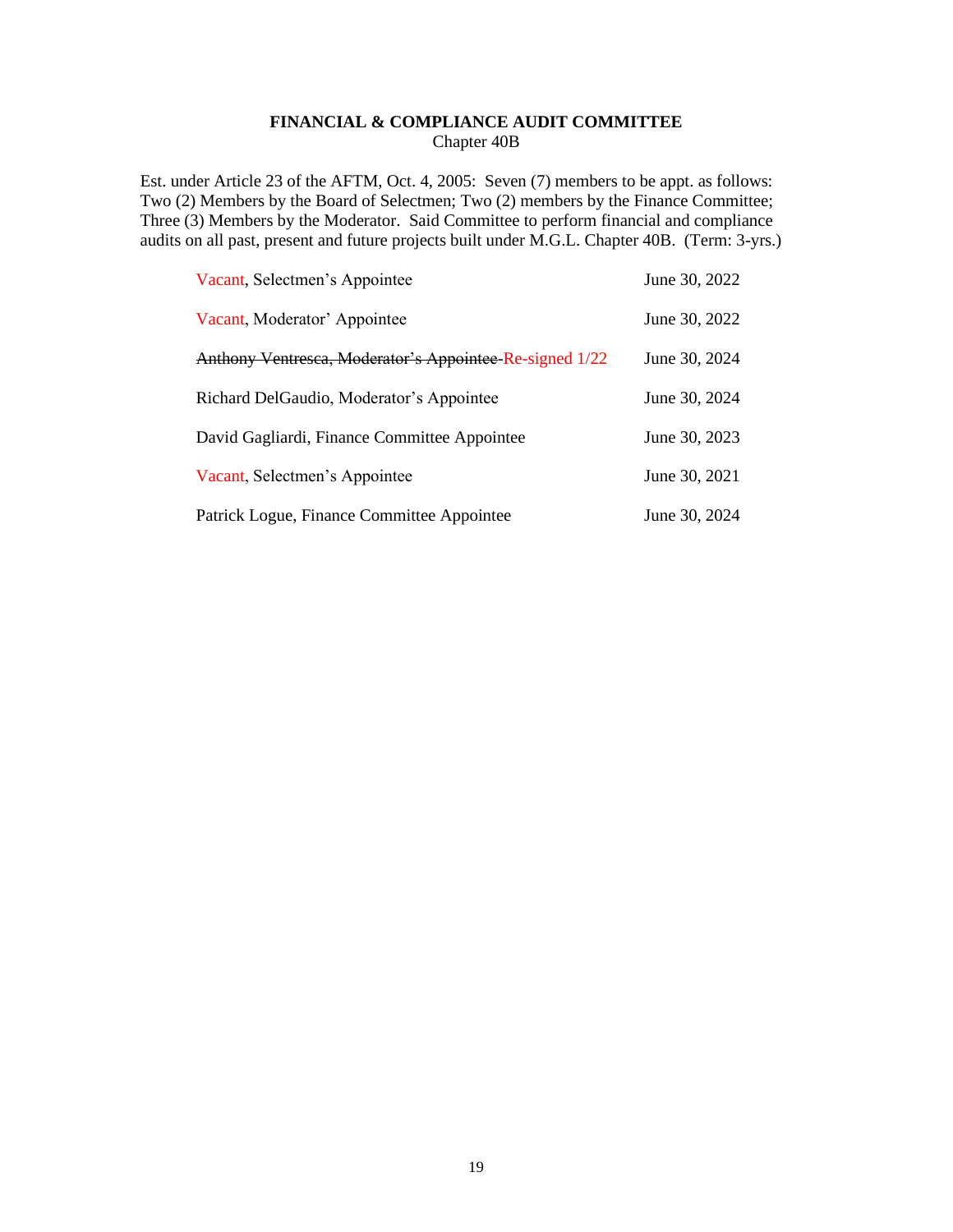**FINANCIAL & COMPLIANCE AUDIT COMMITTEE**
Chapter 40B

Est. under Article 23 of the AFTM, Oct. 4, 2005: Seven (7) members to be appt. as follows: Two (2) Members by the Board of Selectmen; Two (2) members by the Finance Committee; Three (3) Members by the Moderator. Said Committee to perform financial and compliance audits on all past, present and future projects built under M.G.L. Chapter 40B. (Term: 3-yrs.)

| | |
|---|---|
| Vacant, Selectmen's Appointee | June 30, 2022 |
| Vacant, Moderator' Appointee | June 30, 2022 |
| ~~Anthony Ventresca, Moderator's Appointee~~ Re-signed 1/22 | June 30, 2024 |
| Richard DelGaudio, Moderator's Appointee | June 30, 2024 |
| David Gagliardi, Finance Committee Appointee | June 30, 2023 |
| Vacant, Selectmen's Appointee | June 30, 2021 |
| Patrick Logue, Finance Committee Appointee | June 30, 2024 |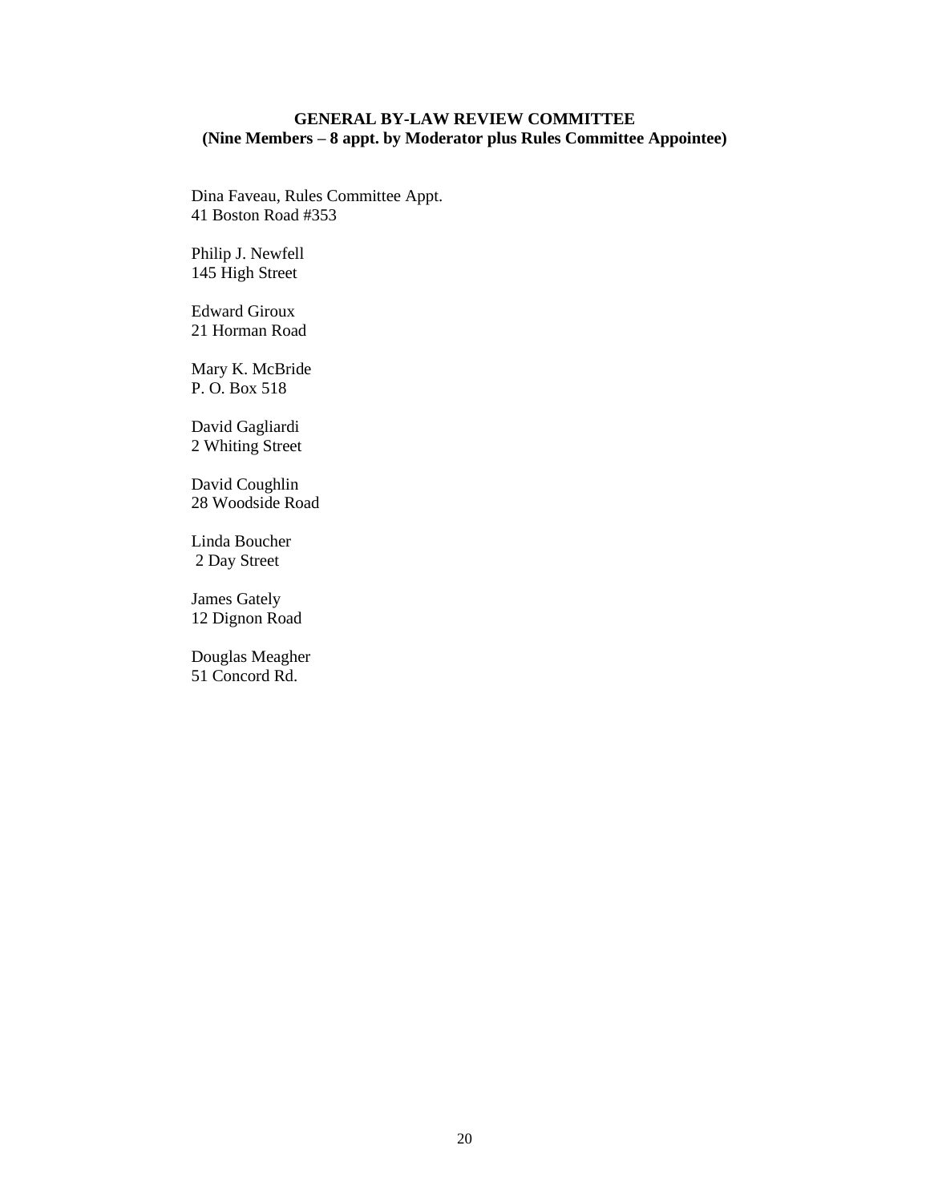## GENERAL BY-LAW REVIEW COMMITTEE
## (Nine Members – 8 appt. by Moderator plus Rules Committee Appointee)

Dina Faveau, Rules Committee Appt.
41 Boston Road #353

Philip J. Newfell
145 High Street

Edward Giroux
21 Horman Road

Mary K. McBride
P. O. Box 518

David Gagliardi
2 Whiting Street

David Coughlin
28 Woodside Road

Linda Boucher
2 Day Street

James Gately
12 Dignon Road

Douglas Meagher
51 Concord Rd.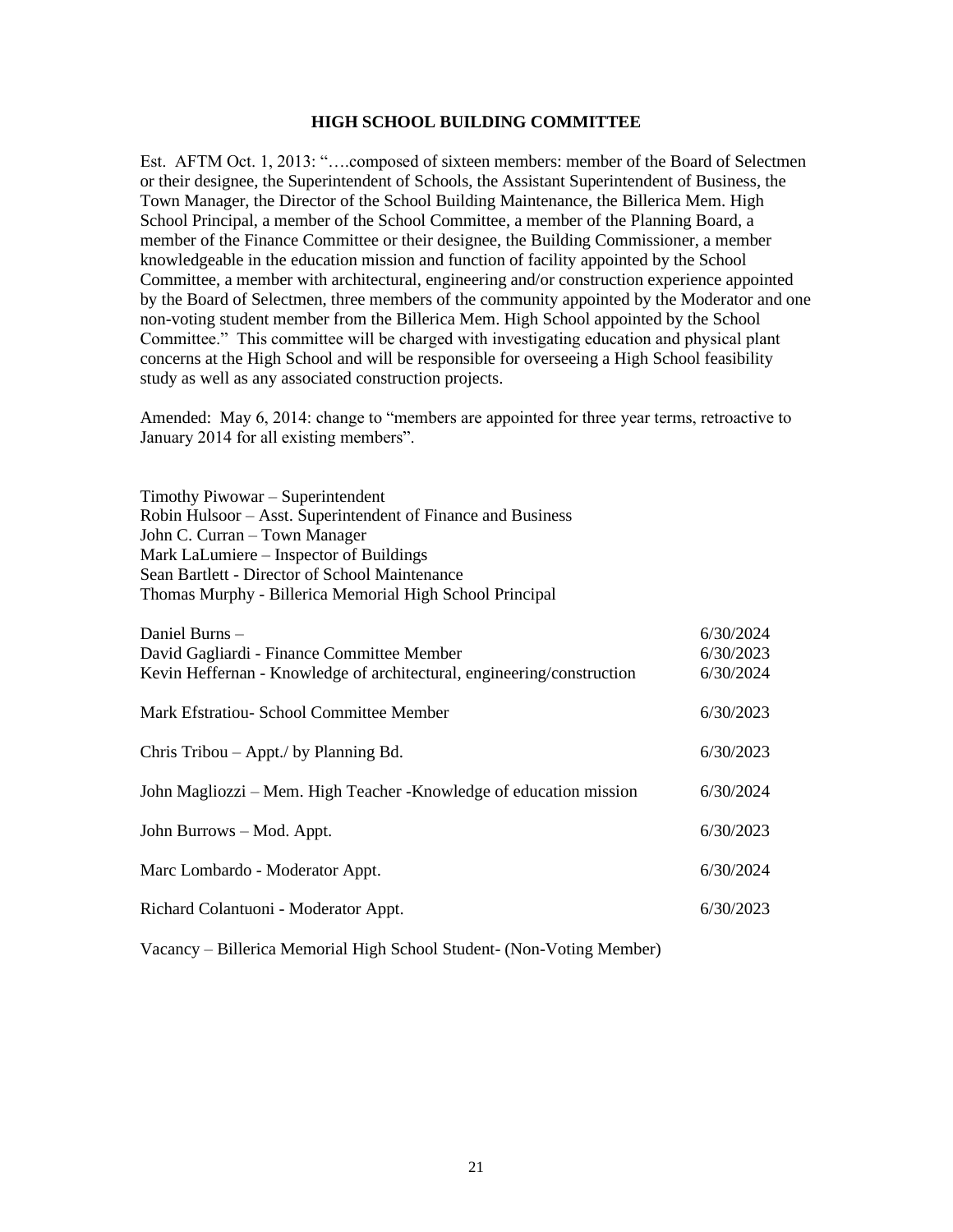## HIGH SCHOOL BUILDING COMMITTEE

Est. AFTM Oct. 1, 2013: "….composed of sixteen members: member of the Board of Selectmen or their designee, the Superintendent of Schools, the Assistant Superintendent of Business, the Town Manager, the Director of the School Building Maintenance, the Billerica Mem. High School Principal, a member of the School Committee, a member of the Planning Board, a member of the Finance Committee or their designee, the Building Commissioner, a member knowledgeable in the education mission and function of facility appointed by the School Committee, a member with architectural, engineering and/or construction experience appointed by the Board of Selectmen, three members of the community appointed by the Moderator and one non-voting student member from the Billerica Mem. High School appointed by the School Committee." This committee will be charged with investigating education and physical plant concerns at the High School and will be responsible for overseeing a High School feasibility study as well as any associated construction projects.

Amended: May 6, 2014: change to "members are appointed for three year terms, retroactive to January 2014 for all existing members".

Timothy Piwowar – Superintendent
Robin Hulsoor – Asst. Superintendent of Finance and Business
John C. Curran – Town Manager
Mark LaLumiere – Inspector of Buildings
Sean Bartlett - Director of School Maintenance
Thomas Murphy - Billerica Memorial High School Principal

| | |
|---|---|
| Daniel Burns – | 6/30/2024 |
| David Gagliardi - Finance Committee Member | 6/30/2023 |
| Kevin Heffernan - Knowledge of architectural, engineering/construction | 6/30/2024 |
| Mark Efstratiou- School Committee Member | 6/30/2023 |
| Chris Tribou – Appt./ by Planning Bd. | 6/30/2023 |
| John Magliozzi – Mem. High Teacher -Knowledge of education mission | 6/30/2024 |
| John Burrows – Mod. Appt. | 6/30/2023 |
| Marc Lombardo - Moderator Appt. | 6/30/2024 |
| Richard Colantuoni - Moderator Appt. | 6/30/2023 |

Vacancy – Billerica Memorial High School Student- (Non-Voting Member)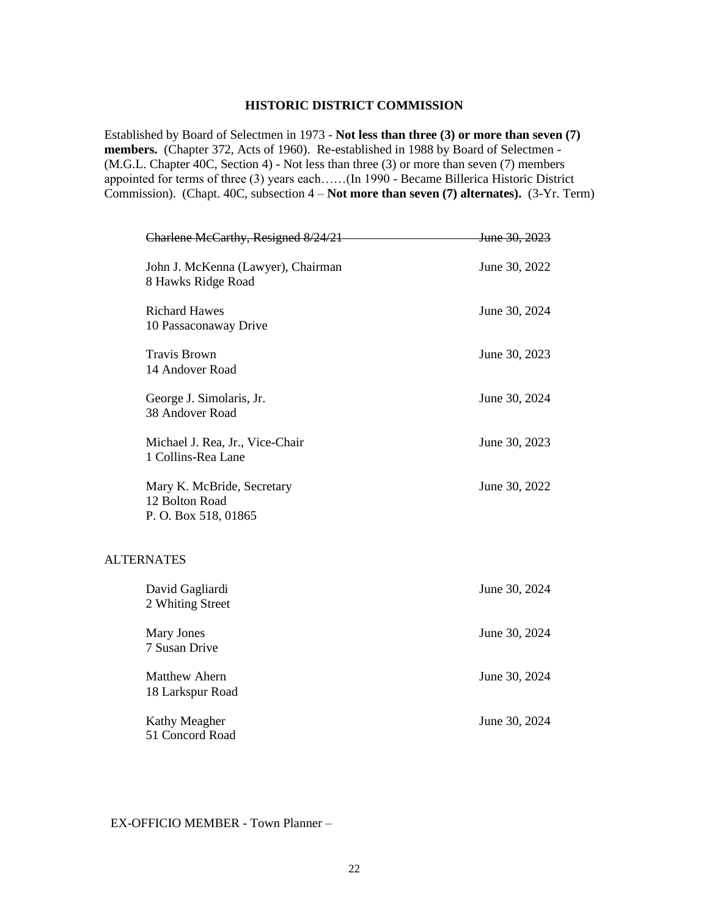**HISTORIC DISTRICT COMMISSION**

Established by Board of Selectmen in 1973 - **Not less than three (3) or more than seven (7) members.** (Chapter 372, Acts of 1960). Re-established in 1988 by Board of Selectmen - (M.G.L. Chapter 40C, Section 4) - Not less than three (3) or more than seven (7) members appointed for terms of three (3) years each……(In 1990 - Became Billerica Historic District Commission). (Chapt. 40C, subsection 4 – **Not more than seven (7) alternates).** (3-Yr. Term)

| | |
|---|---|
| ~~Charlene McCarthy, Resigned 8/24/21~~ | ~~June 30, 2023~~ |
| John J. McKenna (Lawyer), Chairman<br>8 Hawks Ridge Road | June 30, 2022 |
| Richard Hawes<br>10 Passaconaway Drive | June 30, 2024 |
| Travis Brown<br>14 Andover Road | June 30, 2023 |
| George J. Simolaris, Jr.<br>38 Andover Road | June 30, 2024 |
| Michael J. Rea, Jr., Vice-Chair<br>1 Collins-Rea Lane | June 30, 2023 |
| Mary K. McBride, Secretary<br>12 Bolton Road<br>P. O. Box 518, 01865 | June 30, 2022 |

ALTERNATES

| | |
|---|---|
| David Gagliardi<br>2 Whiting Street | June 30, 2024 |
| Mary Jones<br>7 Susan Drive | June 30, 2024 |
| Matthew Ahern<br>18 Larkspur Road | June 30, 2024 |
| Kathy Meagher<br>51 Concord Road | June 30, 2024 |

EX-OFFICIO MEMBER - Town Planner –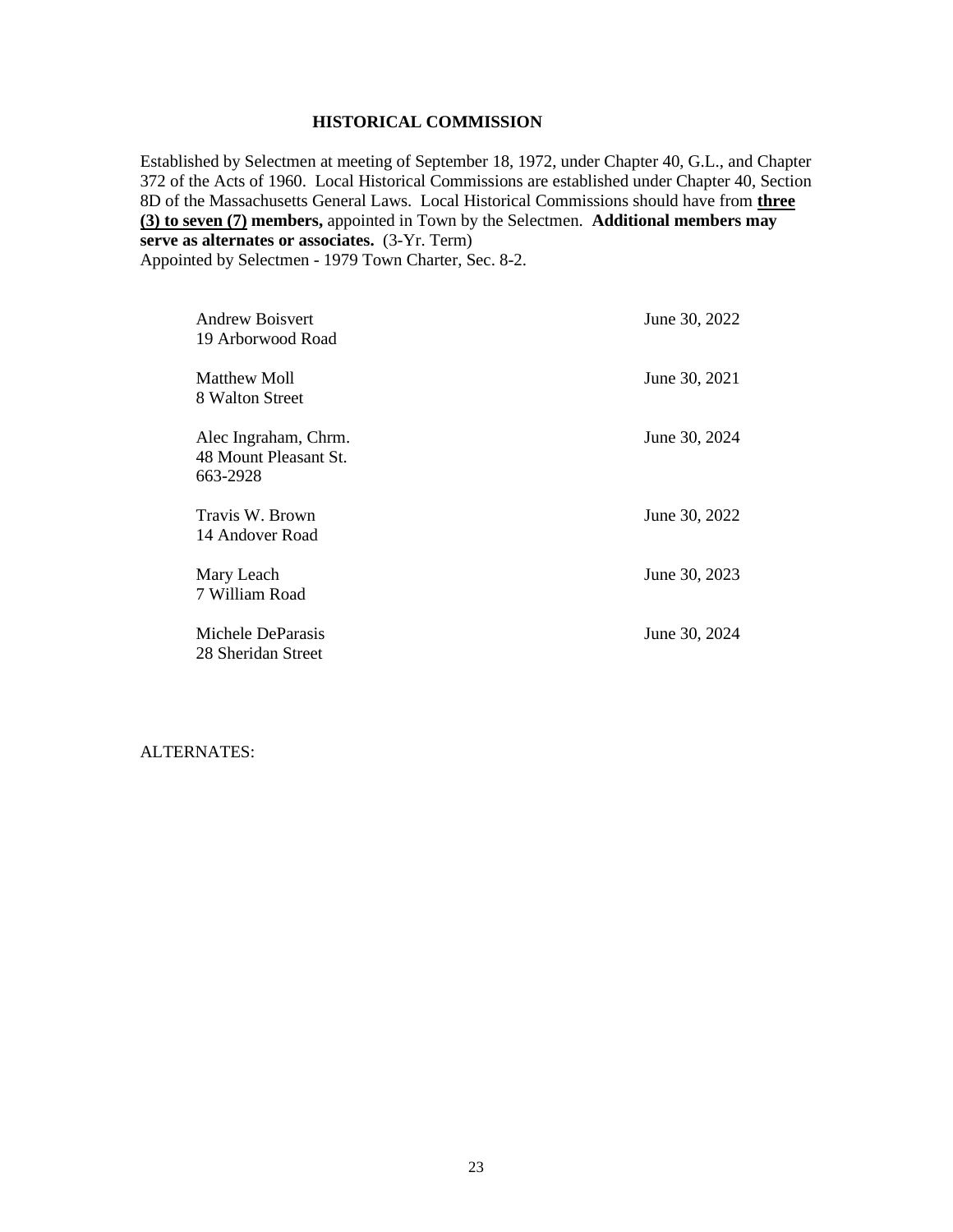## HISTORICAL COMMISSION

Established by Selectmen at meeting of September 18, 1972, under Chapter 40, G.L., and Chapter 372 of the Acts of 1960. Local Historical Commissions are established under Chapter 40, Section 8D of the Massachusetts General Laws. Local Historical Commissions should have from **three (3) to seven (7) members,** appointed in Town by the Selectmen. **Additional members may serve as alternates or associates.** (3-Yr. Term)
Appointed by Selectmen - 1979 Town Charter, Sec. 8-2.

| | |
|---|---|
| Andrew Boisvert<br>19 Arborwood Road | June 30, 2022 |
| Matthew Moll<br>8 Walton Street | June 30, 2021 |
| Alec Ingraham, Chrm.<br>48 Mount Pleasant St.<br>663-2928 | June 30, 2024 |
| Travis W. Brown<br>14 Andover Road | June 30, 2022 |
| Mary Leach<br>7 William Road | June 30, 2023 |
| Michele DeParasis<br>28 Sheridan Street | June 30, 2024 |

ALTERNATES: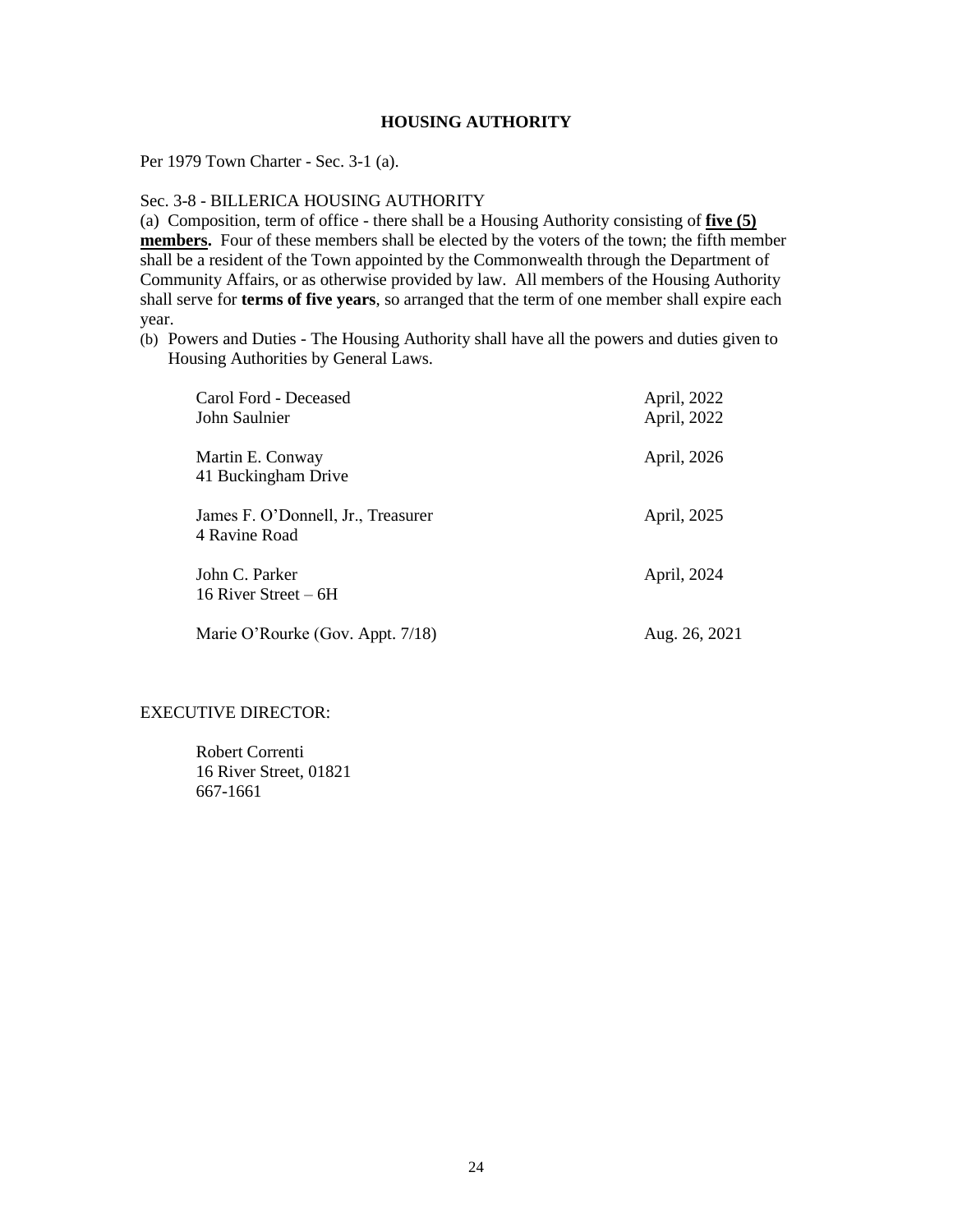# HOUSING AUTHORITY

Per 1979 Town Charter - Sec. 3-1 (a).

Sec. 3-8 - BILLERICA HOUSING AUTHORITY

(a) Composition, term of office - there shall be a Housing Authority consisting of **five (5) members.** Four of these members shall be elected by the voters of the town; the fifth member shall be a resident of the Town appointed by the Commonwealth through the Department of Community Affairs, or as otherwise provided by law. All members of the Housing Authority shall serve for **terms of five years**, so arranged that the term of one member shall expire each year.

(b) Powers and Duties - The Housing Authority shall have all the powers and duties given to Housing Authorities by General Laws.

| | |
|---|---|
| Carol Ford - Deceased | April, 2022 |
| John Saulnier | April, 2022 |
| Martin E. Conway<br>41 Buckingham Drive | April, 2026 |
| James F. O'Donnell, Jr., Treasurer<br>4 Ravine Road | April, 2025 |
| John C. Parker<br>16 River Street – 6H | April, 2024 |
| Marie O'Rourke (Gov. Appt. 7/18) | Aug. 26, 2021 |

EXECUTIVE DIRECTOR:

Robert Correnti
16 River Street, 01821
667-1661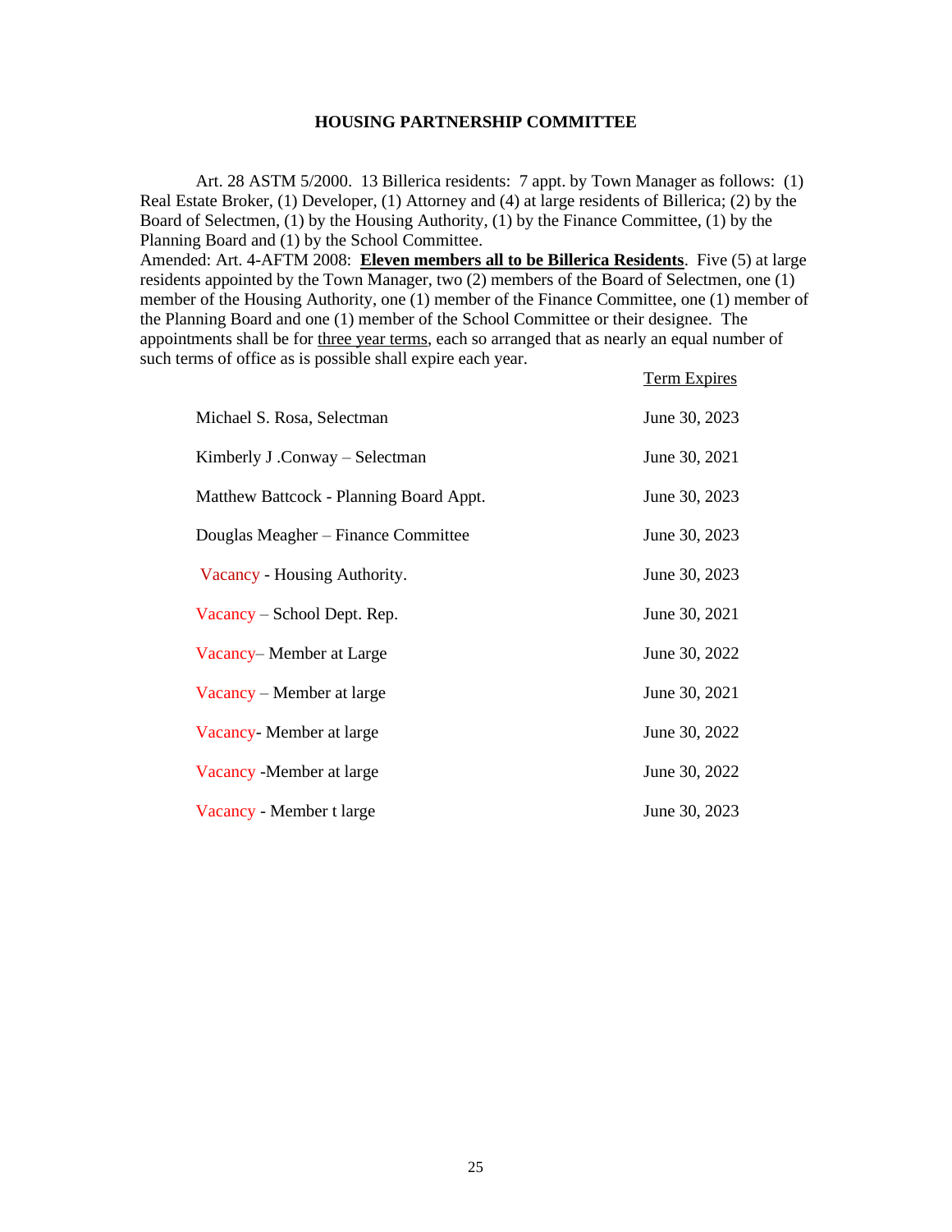## HOUSING PARTNERSHIP COMMITTEE

Art. 28 ASTM 5/2000. 13 Billerica residents: 7 appt. by Town Manager as follows: (1) Real Estate Broker, (1) Developer, (1) Attorney and (4) at large residents of Billerica; (2) by the Board of Selectmen, (1) by the Housing Authority, (1) by the Finance Committee, (1) by the Planning Board and (1) by the School Committee.
Amended: Art. 4-AFTM 2008: **Eleven members all to be Billerica Residents**. Five (5) at large residents appointed by the Town Manager, two (2) members of the Board of Selectmen, one (1) member of the Housing Authority, one (1) member of the Finance Committee, one (1) member of the Planning Board and one (1) member of the School Committee or their designee. The appointments shall be for three year terms, each so arranged that as nearly an equal number of such terms of office as is possible shall expire each year.

| | Term Expires |
|---|---|
| Michael S. Rosa, Selectman | June 30, 2023 |
| Kimberly J .Conway – Selectman | June 30, 2021 |
| Matthew Battcock - Planning Board Appt. | June 30, 2023 |
| Douglas Meagher – Finance Committee | June 30, 2023 |
| Vacancy - Housing Authority. | June 30, 2023 |
| Vacancy – School Dept. Rep. | June 30, 2021 |
| Vacancy– Member at Large | June 30, 2022 |
| Vacancy – Member at large | June 30, 2021 |
| Vacancy- Member at large | June 30, 2022 |
| Vacancy -Member at large | June 30, 2022 |
| Vacancy - Member t large | June 30, 2023 |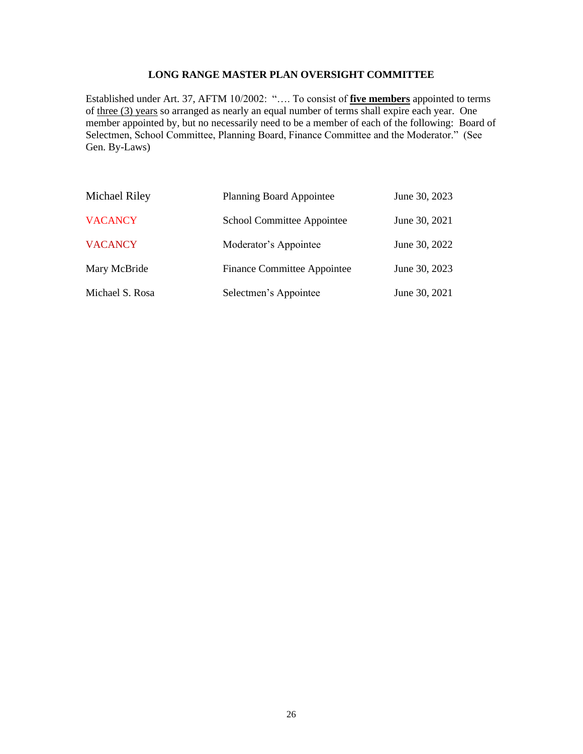## LONG RANGE MASTER PLAN OVERSIGHT COMMITTEE

Established under Art. 37, AFTM 10/2002: "…. To consist of **five members** appointed to terms of three (3) years so arranged as nearly an equal number of terms shall expire each year. One member appointed by, but no necessarily need to be a member of each of the following: Board of Selectmen, School Committee, Planning Board, Finance Committee and the Moderator." (See Gen. By-Laws)

| | | |
|---|---|---|
| Michael Riley | Planning Board Appointee | June 30, 2023 |
| VACANCY | School Committee Appointee | June 30, 2021 |
| VACANCY | Moderator's Appointee | June 30, 2022 |
| Mary McBride | Finance Committee Appointee | June 30, 2023 |
| Michael S. Rosa | Selectmen's Appointee | June 30, 2021 |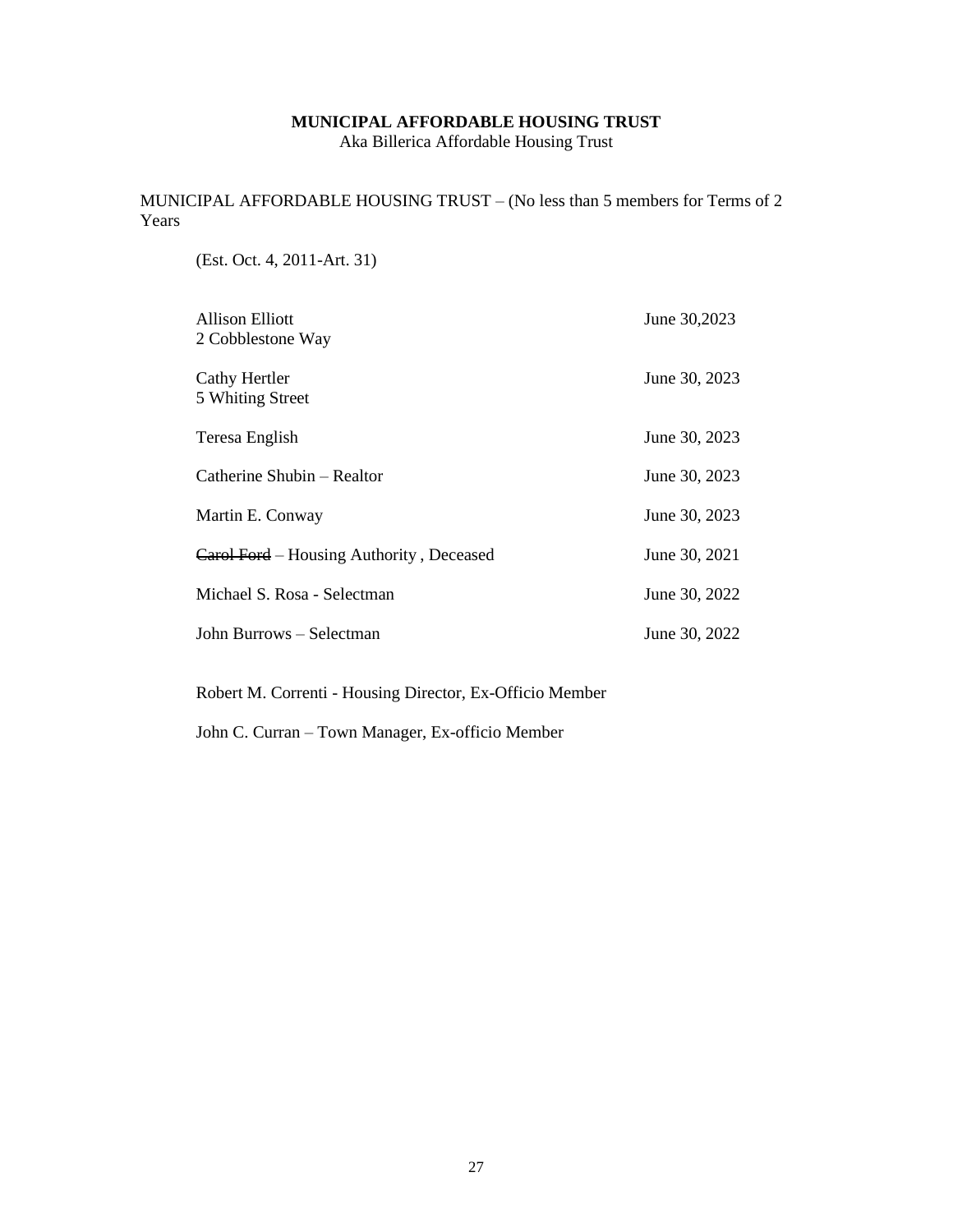**MUNICIPAL AFFORDABLE HOUSING TRUST**
Aka Billerica Affordable Housing Trust

MUNICIPAL AFFORDABLE HOUSING TRUST – (No less than 5 members for Terms of 2 Years

(Est. Oct. 4, 2011-Art. 31)

| | |
|---|---|
| Allison Elliott<br>2 Cobblestone Way | June 30,2023 |
| Cathy Hertler<br>5 Whiting Street | June 30, 2023 |
| Teresa English | June 30, 2023 |
| Catherine Shubin – Realtor | June 30, 2023 |
| Martin E. Conway | June 30, 2023 |
| ~~Carol Ford~~ – Housing Authority , Deceased | June 30, 2021 |
| Michael S. Rosa - Selectman | June 30, 2022 |
| John Burrows – Selectman | June 30, 2022 |

Robert M. Correnti - Housing Director, Ex-Officio Member

John C. Curran – Town Manager, Ex-officio Member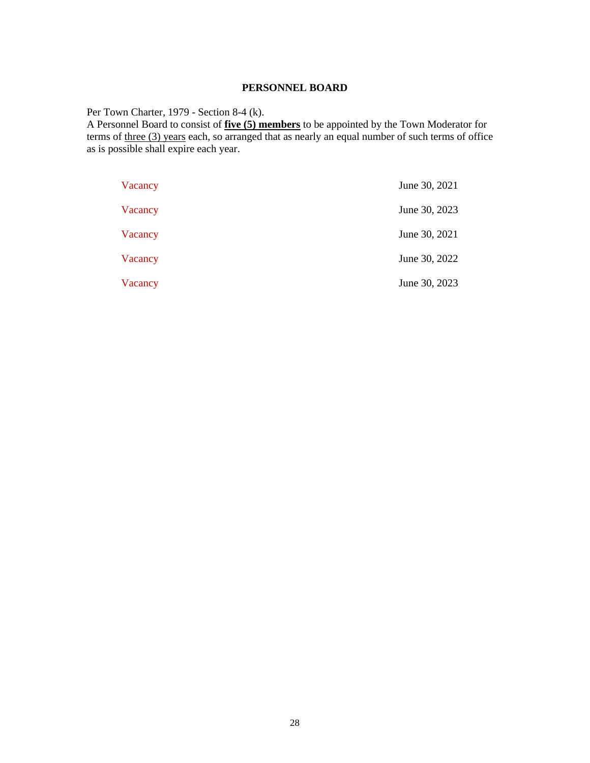## PERSONNEL BOARD

Per Town Charter, 1979 - Section 8-4 (k).
A Personnel Board to consist of **five (5) members** to be appointed by the Town Moderator for terms of three (3) years each, so arranged that as nearly an equal number of such terms of office as is possible shall expire each year.

| | |
|---|---|
| Vacancy | June 30, 2021 |
| Vacancy | June 30, 2023 |
| Vacancy | June 30, 2021 |
| Vacancy | June 30, 2022 |
| Vacancy | June 30, 2023 |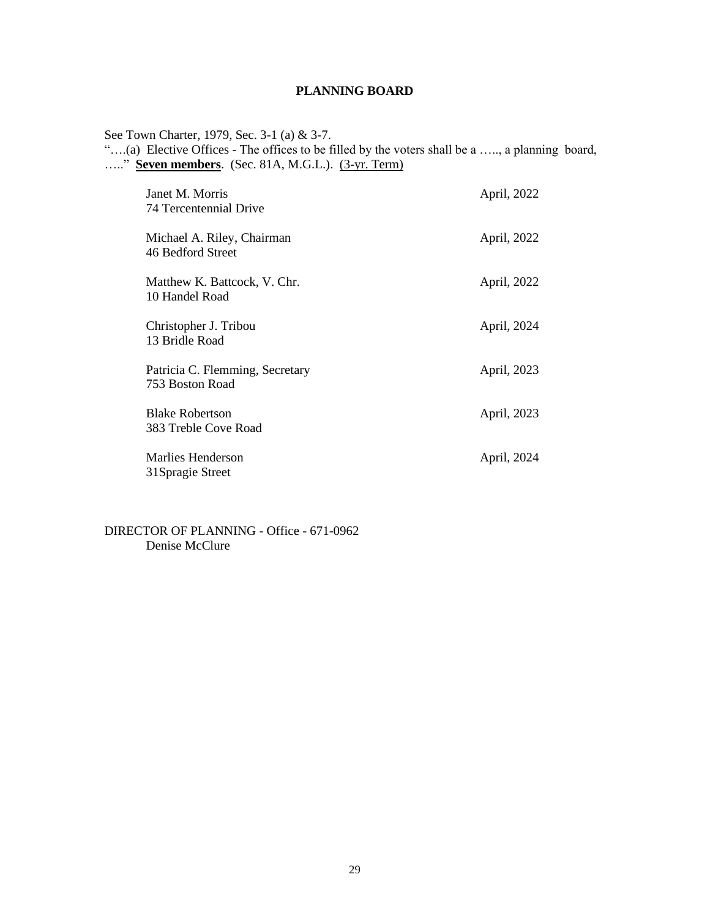# PLANNING BOARD

See Town Charter, 1979, Sec. 3-1 (a) & 3-7.
"….(a) Elective Offices - The offices to be filled by the voters shall be a ….., a planning board, ….." **Seven members**. (Sec. 81A, M.G.L.). (3-yr. Term)

| Member | Term Expires |
|---|---|
| Janet M. Morris<br>74 Tercentennial Drive | April, 2022 |
| Michael A. Riley, Chairman<br>46 Bedford Street | April, 2022 |
| Matthew K. Battcock, V. Chr.<br>10 Handel Road | April, 2022 |
| Christopher J. Tribou<br>13 Bridle Road | April, 2024 |
| Patricia C. Flemming, Secretary<br>753 Boston Road | April, 2023 |
| Blake Robertson<br>383 Treble Cove Road | April, 2023 |
| Marlies Henderson<br>31Spragie Street | April, 2024 |

DIRECTOR OF PLANNING - Office - 671-0962
Denise McClure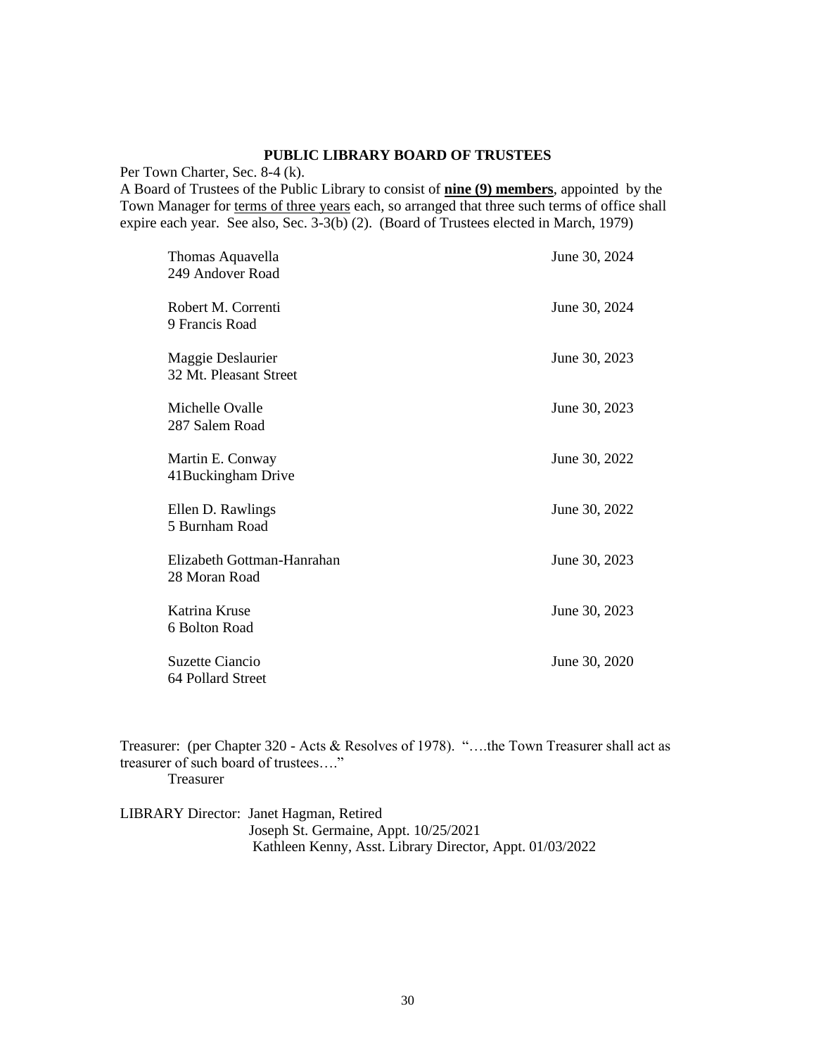## PUBLIC LIBRARY BOARD OF TRUSTEES

Per Town Charter, Sec. 8-4 (k).
A Board of Trustees of the Public Library to consist of **nine (9) members**, appointed by the Town Manager for terms of three years each, so arranged that three such terms of office shall expire each year. See also, Sec. 3-3(b) (2). (Board of Trustees elected in March, 1979)

| | |
|---|---|
| Thomas Aquavella<br>249 Andover Road | June 30, 2024 |
| Robert M. Correnti<br>9 Francis Road | June 30, 2024 |
| Maggie Deslaurier<br>32 Mt. Pleasant Street | June 30, 2023 |
| Michelle Ovalle<br>287 Salem Road | June 30, 2023 |
| Martin E. Conway<br>41Buckingham Drive | June 30, 2022 |
| Ellen D. Rawlings<br>5 Burnham Road | June 30, 2022 |
| Elizabeth Gottman-Hanrahan<br>28 Moran Road | June 30, 2023 |
| Katrina Kruse<br>6 Bolton Road | June 30, 2023 |
| Suzette Ciancio<br>64 Pollard Street | June 30, 2020 |

Treasurer: (per Chapter 320 - Acts & Resolves of 1978). "….the Town Treasurer shall act as treasurer of such board of trustees…."
Treasurer

LIBRARY Director: Janet Hagman, Retired
Joseph St. Germaine, Appt. 10/25/2021
Kathleen Kenny, Asst. Library Director, Appt. 01/03/2022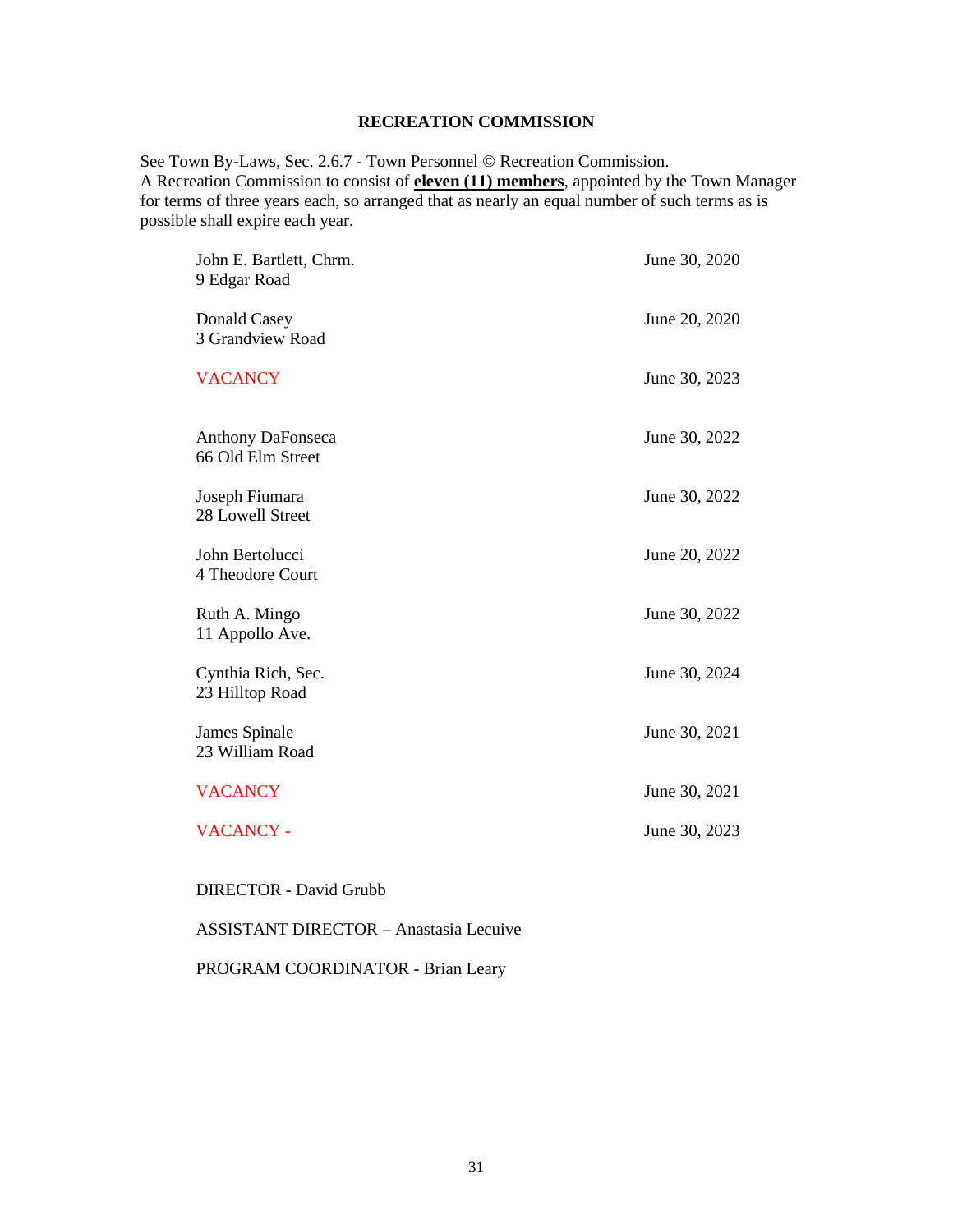# RECREATION COMMISSION

See Town By-Laws, Sec. 2.6.7 - Town Personnel © Recreation Commission.
A Recreation Commission to consist of **eleven (11) members**, appointed by the Town Manager for terms of three years each, so arranged that as nearly an equal number of such terms as is possible shall expire each year.

| | |
|---|---|
| John E. Bartlett, Chrm.<br>9 Edgar Road | June 30, 2020 |
| Donald Casey<br>3 Grandview Road | June 20, 2020 |
| VACANCY | June 30, 2023 |
| Anthony DaFonseca<br>66 Old Elm Street | June 30, 2022 |
| Joseph Fiumara<br>28 Lowell Street | June 30, 2022 |
| John Bertolucci<br>4 Theodore Court | June 20, 2022 |
| Ruth A. Mingo<br>11 Appollo Ave. | June 30, 2022 |
| Cynthia Rich, Sec.<br>23 Hilltop Road | June 30, 2024 |
| James Spinale<br>23 William Road | June 30, 2021 |
| VACANCY | June 30, 2021 |
| VACANCY - | June 30, 2023 |

DIRECTOR - David Grubb

ASSISTANT DIRECTOR – Anastasia Lecuive

PROGRAM COORDINATOR - Brian Leary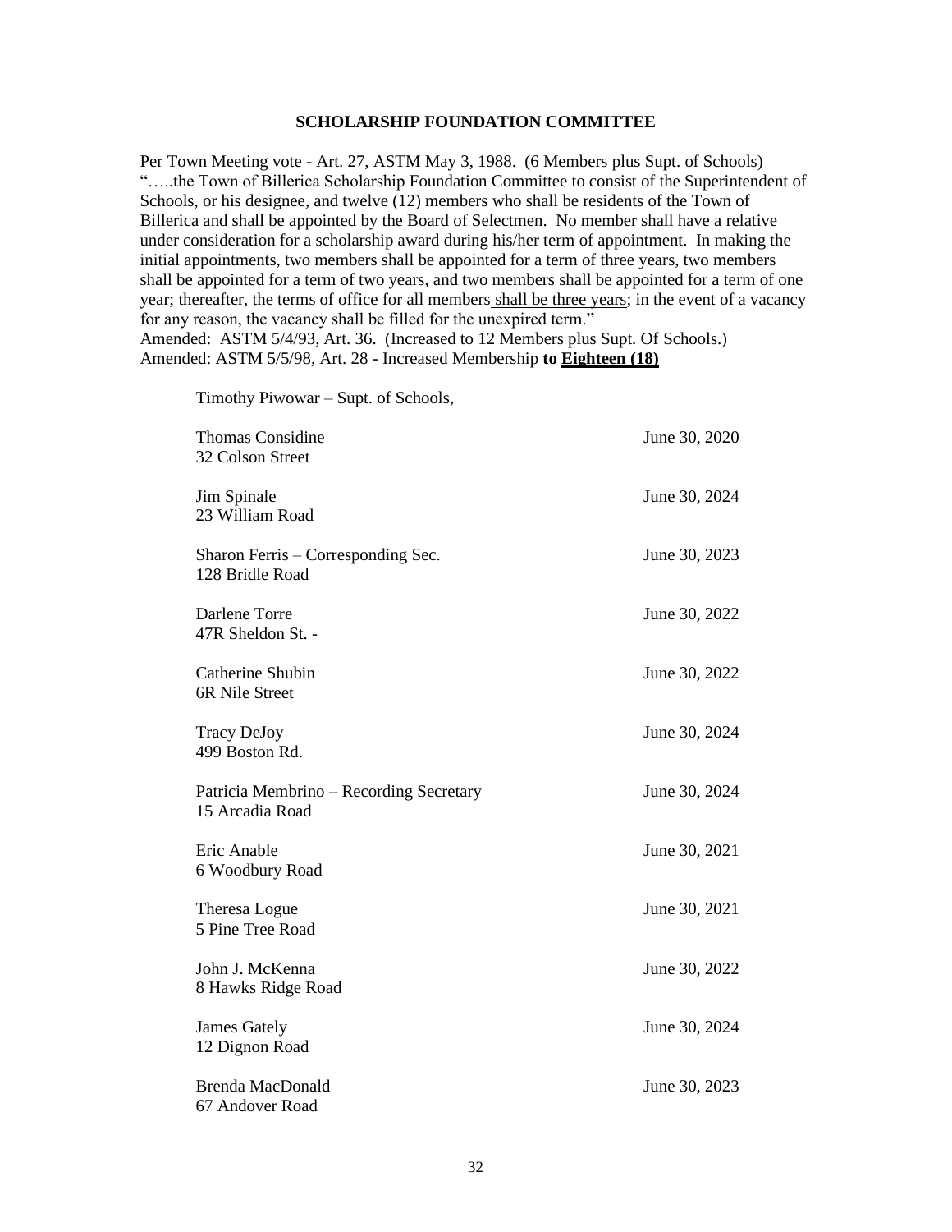## SCHOLARSHIP FOUNDATION COMMITTEE

Per Town Meeting vote - Art. 27, ASTM May 3, 1988. (6 Members plus Supt. of Schools) "…..the Town of Billerica Scholarship Foundation Committee to consist of the Superintendent of Schools, or his designee, and twelve (12) members who shall be residents of the Town of Billerica and shall be appointed by the Board of Selectmen. No member shall have a relative under consideration for a scholarship award during his/her term of appointment. In making the initial appointments, two members shall be appointed for a term of three years, two members shall be appointed for a term of two years, and two members shall be appointed for a term of one year; thereafter, the terms of office for all members shall be three years; in the event of a vacancy for any reason, the vacancy shall be filled for the unexpired term."
Amended: ASTM 5/4/93, Art. 36. (Increased to 12 Members plus Supt. Of Schools.)
Amended: ASTM 5/5/98, Art. 28 - Increased Membership **to Eighteen (18)**

Timothy Piwowar – Supt. of Schools,

| Name / Address | Term Expires |
|---|---|
| Thomas Considine<br>32 Colson Street | June 30, 2020 |
| Jim Spinale<br>23 William Road | June 30, 2024 |
| Sharon Ferris – Corresponding Sec.<br>128 Bridle Road | June 30, 2023 |
| Darlene Torre<br>47R Sheldon St. - | June 30, 2022 |
| Catherine Shubin<br>6R Nile Street | June 30, 2022 |
| Tracy DeJoy<br>499 Boston Rd. | June 30, 2024 |
| Patricia Membrino – Recording Secretary<br>15 Arcadia Road | June 30, 2024 |
| Eric Anable<br>6 Woodbury Road | June 30, 2021 |
| Theresa Logue<br>5 Pine Tree Road | June 30, 2021 |
| John J. McKenna<br>8 Hawks Ridge Road | June 30, 2022 |
| James Gately<br>12 Dignon Road | June 30, 2024 |
| Brenda MacDonald<br>67 Andover Road | June 30, 2023 |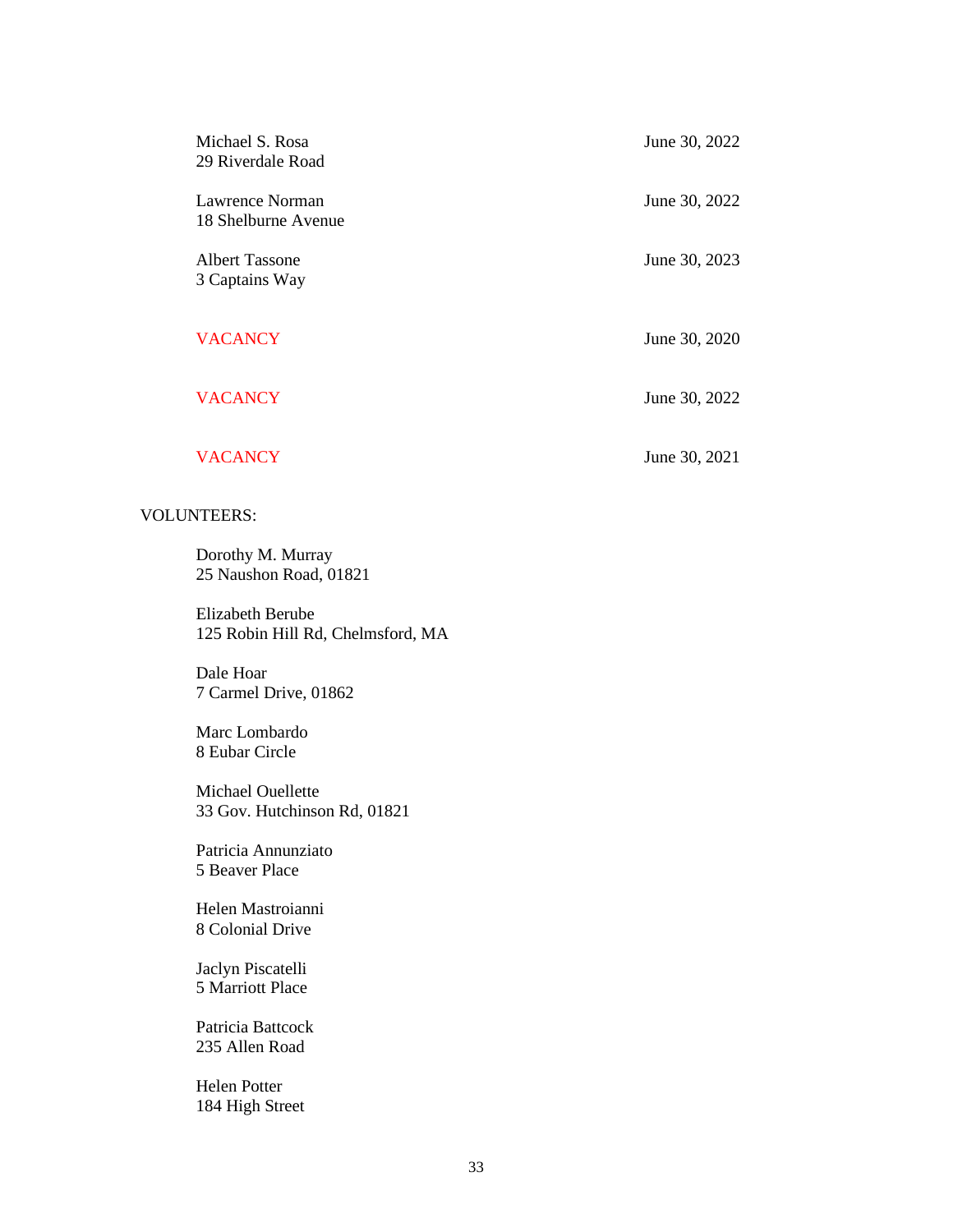| | |
|---|---|
| Michael S. Rosa<br>29 Riverdale Road | June 30, 2022 |
| Lawrence Norman<br>18 Shelburne Avenue | June 30, 2022 |
| Albert Tassone<br>3 Captains Way | June 30, 2023 |
| VACANCY | June 30, 2020 |
| VACANCY | June 30, 2022 |
| VACANCY | June 30, 2021 |

VOLUNTEERS:

Dorothy M. Murray
25 Naushon Road, 01821

Elizabeth Berube
125 Robin Hill Rd, Chelmsford, MA

Dale Hoar
7 Carmel Drive, 01862

Marc Lombardo
8 Eubar Circle

Michael Ouellette
33 Gov. Hutchinson Rd, 01821

Patricia Annunziato
5 Beaver Place

Helen Mastroianni
8 Colonial Drive

Jaclyn Piscatelli
5 Marriott Place

Patricia Battcock
235 Allen Road

Helen Potter
184 High Street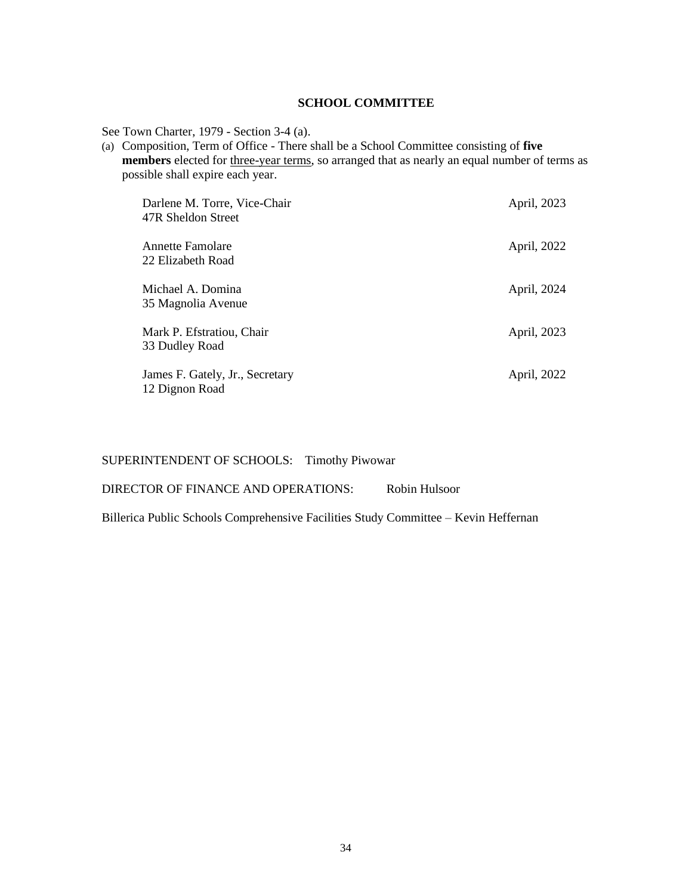## SCHOOL COMMITTEE

See Town Charter, 1979 - Section 3-4 (a).

(a) Composition, Term of Office - There shall be a School Committee consisting of **five members** elected for <u>three-year terms</u>, so arranged that as nearly an equal number of terms as possible shall expire each year.

| Member | Term Expires |
|---|---|
| Darlene M. Torre, Vice-Chair<br>47R Sheldon Street | April, 2023 |
| Annette Famolare<br>22 Elizabeth Road | April, 2022 |
| Michael A. Domina<br>35 Magnolia Avenue | April, 2024 |
| Mark P. Efstratiou, Chair<br>33 Dudley Road | April, 2023 |
| James F. Gately, Jr., Secretary<br>12 Dignon Road | April, 2022 |

SUPERINTENDENT OF SCHOOLS: Timothy Piwowar

DIRECTOR OF FINANCE AND OPERATIONS: Robin Hulsoor

Billerica Public Schools Comprehensive Facilities Study Committee – Kevin Heffernan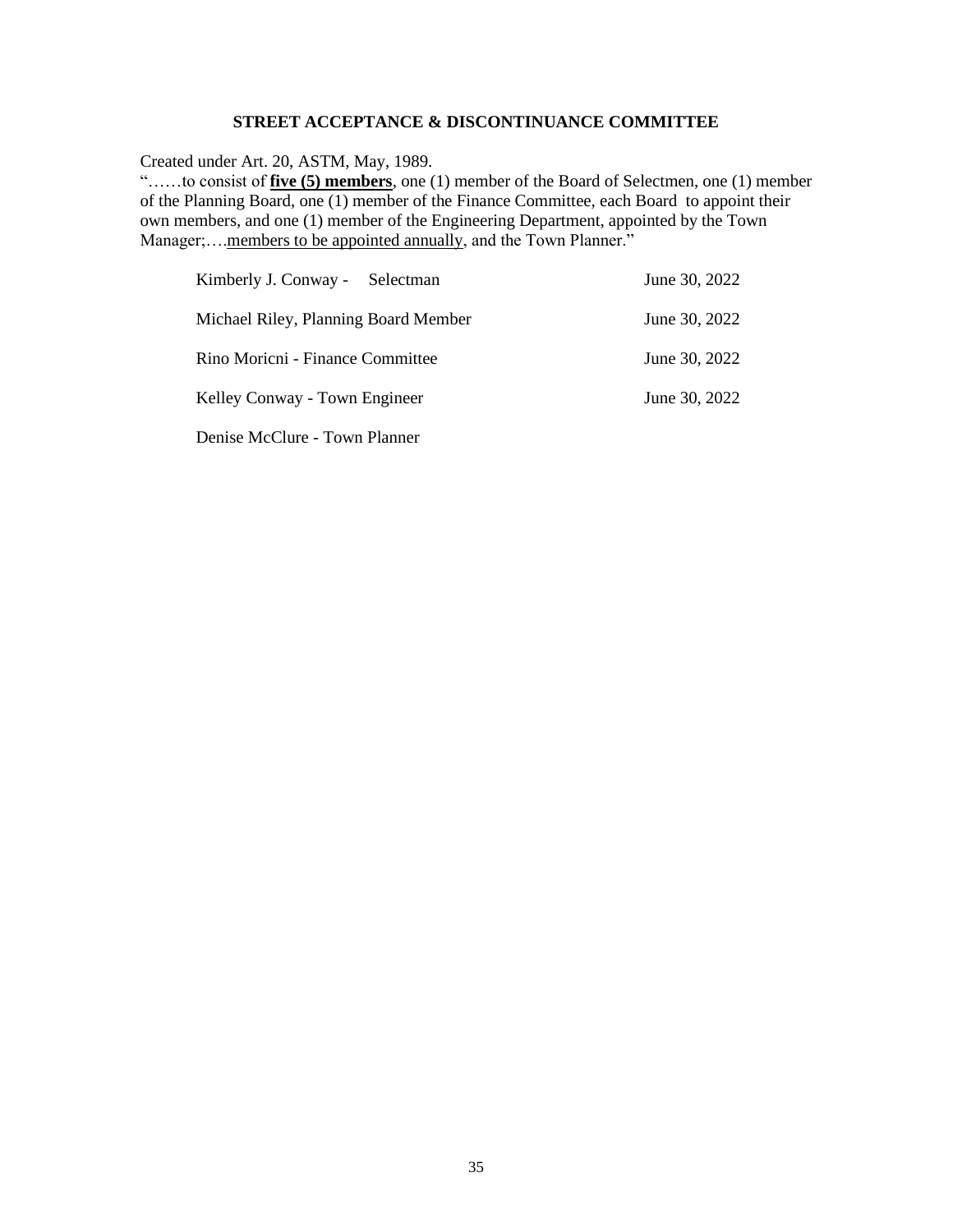## STREET ACCEPTANCE & DISCONTINUANCE COMMITTEE

Created under Art. 20, ASTM, May, 1989.
"……to consist of **five (5) members**, one (1) member of the Board of Selectmen, one (1) member of the Planning Board, one (1) member of the Finance Committee, each Board to appoint their own members, and one (1) member of the Engineering Department, appointed by the Town Manager;….members to be appointed annually, and the Town Planner."

| | |
|---|---|
| Kimberly J. Conway - Selectman | June 30, 2022 |
| Michael Riley, Planning Board Member | June 30, 2022 |
| Rino Moricni - Finance Committee | June 30, 2022 |
| Kelley Conway - Town Engineer | June 30, 2022 |
| Denise McClure - Town Planner | |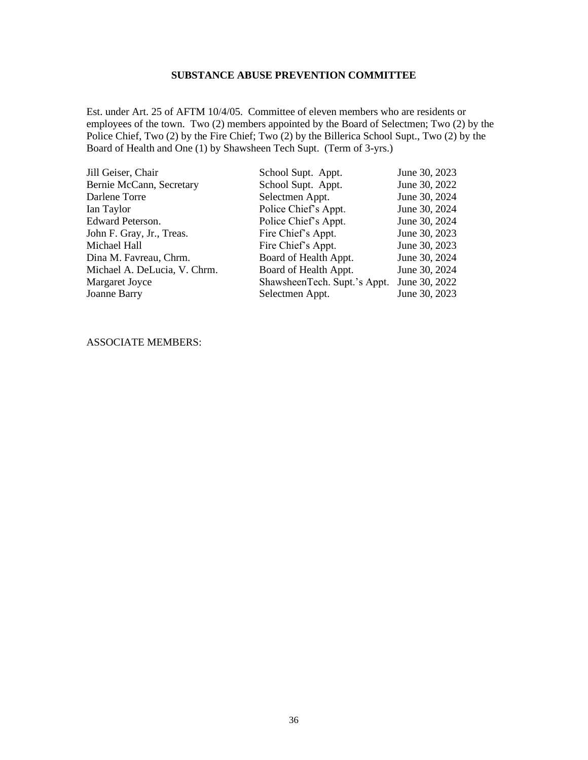## SUBSTANCE ABUSE PREVENTION COMMITTEE

Est. under Art. 25 of AFTM 10/4/05. Committee of eleven members who are residents or employees of the town. Two (2) members appointed by the Board of Selectmen; Two (2) by the Police Chief, Two (2) by the Fire Chief; Two (2) by the Billerica School Supt., Two (2) by the Board of Health and One (1) by Shawsheen Tech Supt. (Term of 3-yrs.)

| | | |
|---|---|---|
| Jill Geiser, Chair | School Supt. Appt. | June 30, 2023 |
| Bernie McCann, Secretary | School Supt. Appt. | June 30, 2022 |
| Darlene Torre | Selectmen Appt. | June 30, 2024 |
| Ian Taylor | Police Chief's Appt. | June 30, 2024 |
| Edward Peterson. | Police Chief's Appt. | June 30, 2024 |
| John F. Gray, Jr., Treas. | Fire Chief's Appt. | June 30, 2023 |
| Michael Hall | Fire Chief's Appt. | June 30, 2023 |
| Dina M. Favreau, Chrm. | Board of Health Appt. | June 30, 2024 |
| Michael A. DeLucia, V. Chrm. | Board of Health Appt. | June 30, 2024 |
| Margaret Joyce | ShawsheenTech. Supt.'s Appt. | June 30, 2022 |
| Joanne Barry | Selectmen Appt. | June 30, 2023 |

ASSOCIATE MEMBERS: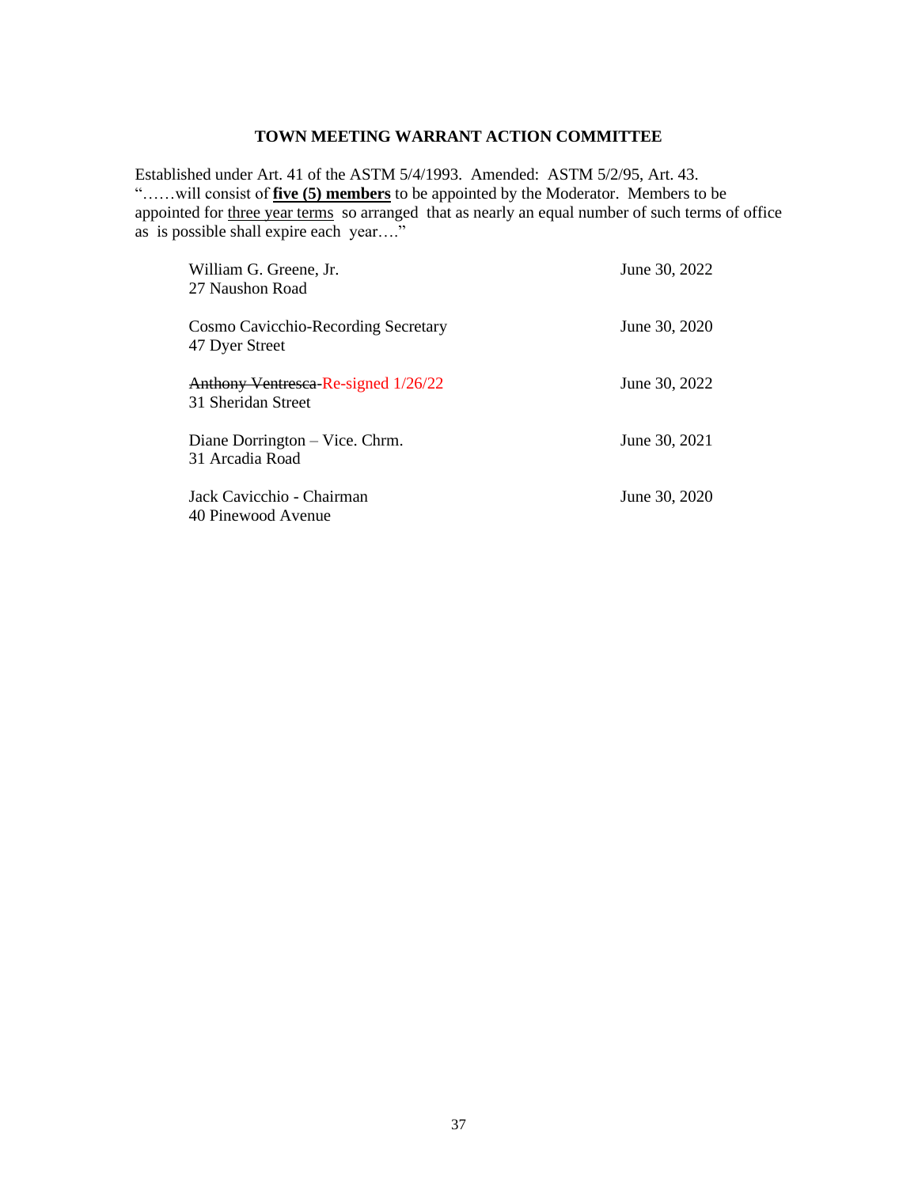# TOWN MEETING WARRANT ACTION COMMITTEE

Established under Art. 41 of the ASTM 5/4/1993. Amended: ASTM 5/2/95, Art. 43.
"……will consist of **five (5) members** to be appointed by the Moderator. Members to be appointed for three year terms so arranged that as nearly an equal number of such terms of office as is possible shall expire each year…."

| | |
|---|---|
| William G. Greene, Jr.<br>27 Naushon Road | June 30, 2022 |
| Cosmo Cavicchio-Recording Secretary<br>47 Dyer Street | June 30, 2020 |
| ~~Anthony Ventresca~~-Re-signed 1/26/22<br>31 Sheridan Street | June 30, 2022 |
| Diane Dorrington – Vice. Chrm.<br>31 Arcadia Road | June 30, 2021 |
| Jack Cavicchio - Chairman<br>40 Pinewood Avenue | June 30, 2020 |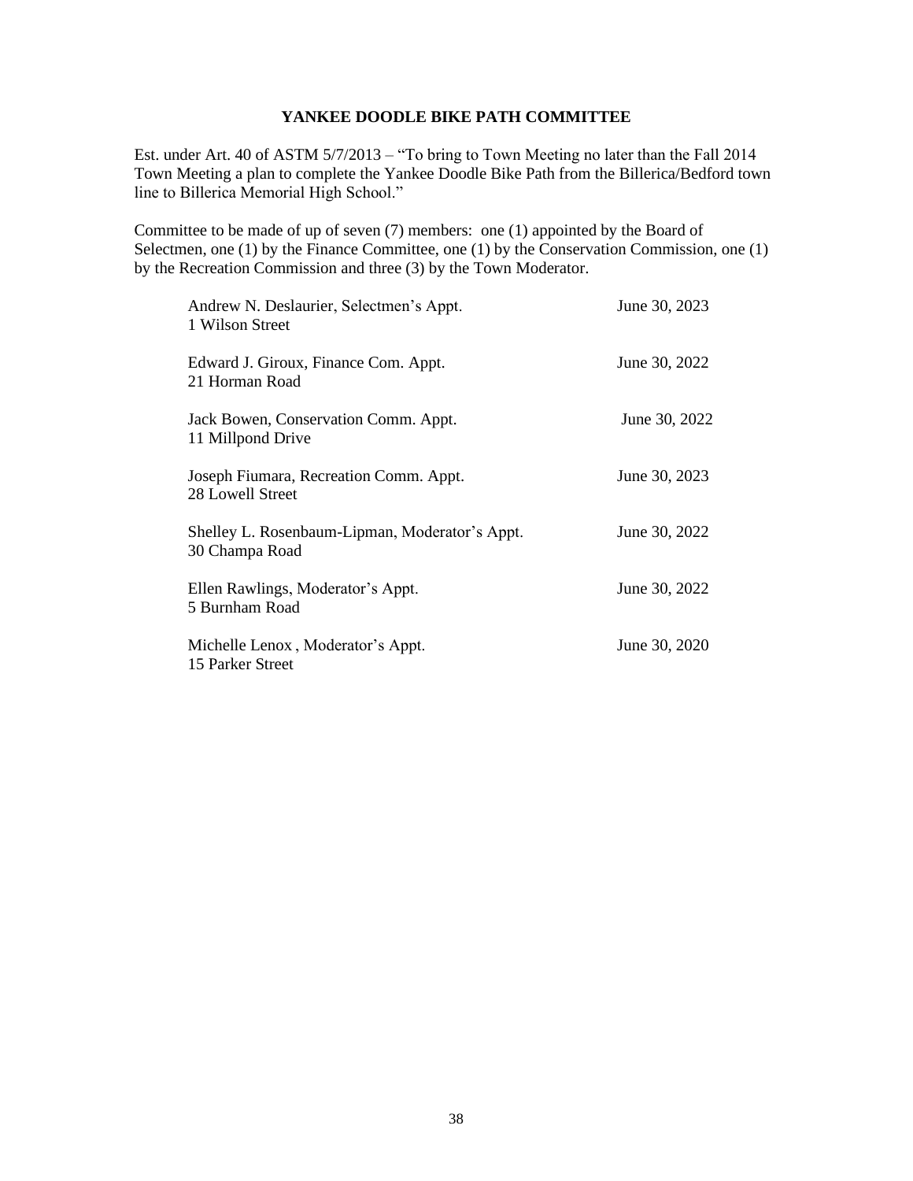## YANKEE DOODLE BIKE PATH COMMITTEE

Est. under Art. 40 of ASTM 5/7/2013 – "To bring to Town Meeting no later than the Fall 2014 Town Meeting a plan to complete the Yankee Doodle Bike Path from the Billerica/Bedford town line to Billerica Memorial High School."

Committee to be made of up of seven (7) members: one (1) appointed by the Board of Selectmen, one (1) by the Finance Committee, one (1) by the Conservation Commission, one (1) by the Recreation Commission and three (3) by the Town Moderator.

| | |
|---|---|
| Andrew N. Deslaurier, Selectmen's Appt.<br>1 Wilson Street | June 30, 2023 |
| Edward J. Giroux, Finance Com. Appt.<br>21 Horman Road | June 30, 2022 |
| Jack Bowen, Conservation Comm. Appt.<br>11 Millpond Drive | June 30, 2022 |
| Joseph Fiumara, Recreation Comm. Appt.<br>28 Lowell Street | June 30, 2023 |
| Shelley L. Rosenbaum-Lipman, Moderator's Appt.<br>30 Champa Road | June 30, 2022 |
| Ellen Rawlings, Moderator's Appt.<br>5 Burnham Road | June 30, 2022 |
| Michelle Lenox , Moderator's Appt.<br>15 Parker Street | June 30, 2020 |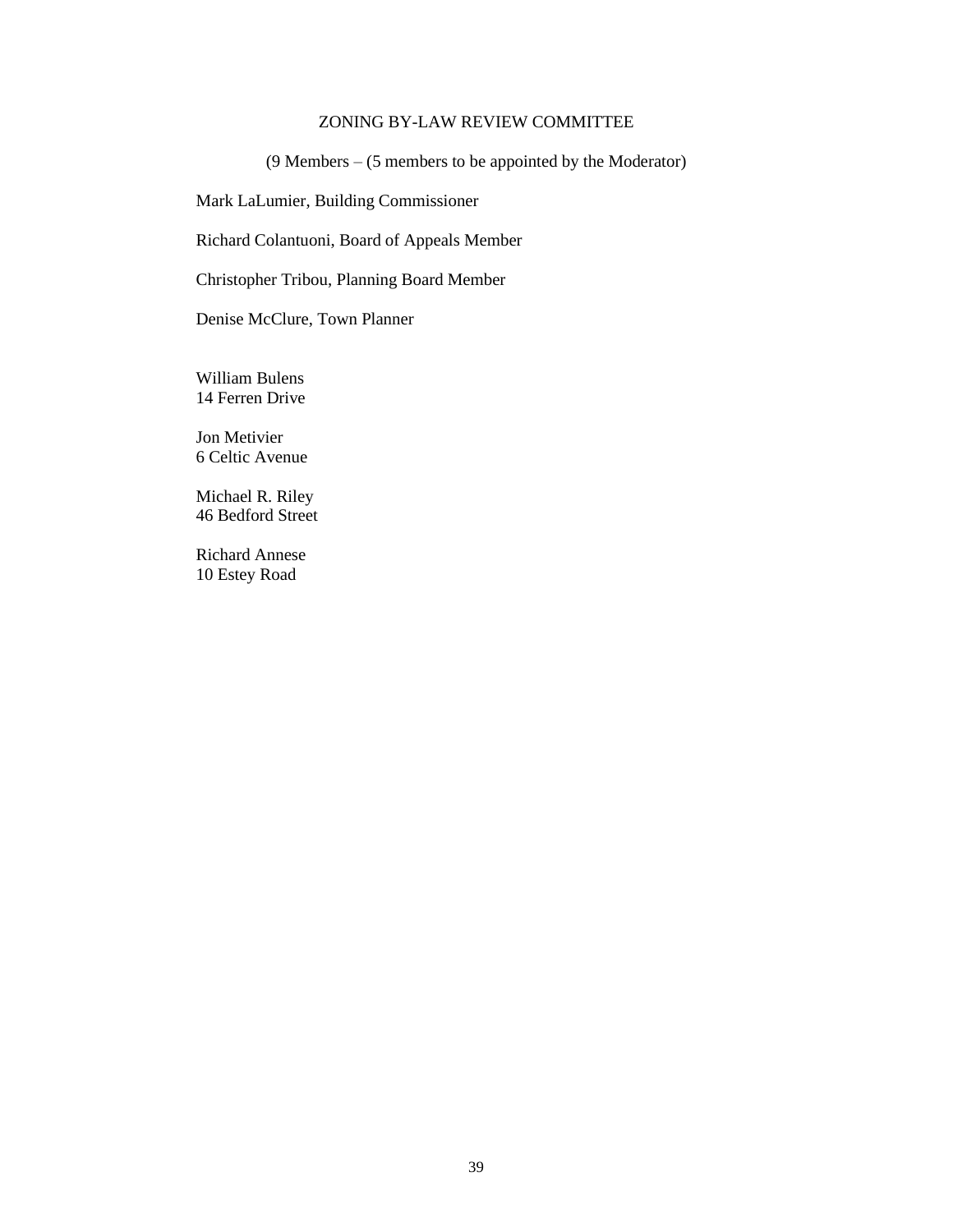## ZONING BY-LAW REVIEW COMMITTEE

(9 Members – (5 members to be appointed by the Moderator)

Mark LaLumier, Building Commissioner

Richard Colantuoni, Board of Appeals Member

Christopher Tribou, Planning Board Member

Denise McClure, Town Planner

William Bulens
14 Ferren Drive

Jon Metivier
6 Celtic Avenue

Michael R. Riley
46 Bedford Street

Richard Annese
10 Estey Road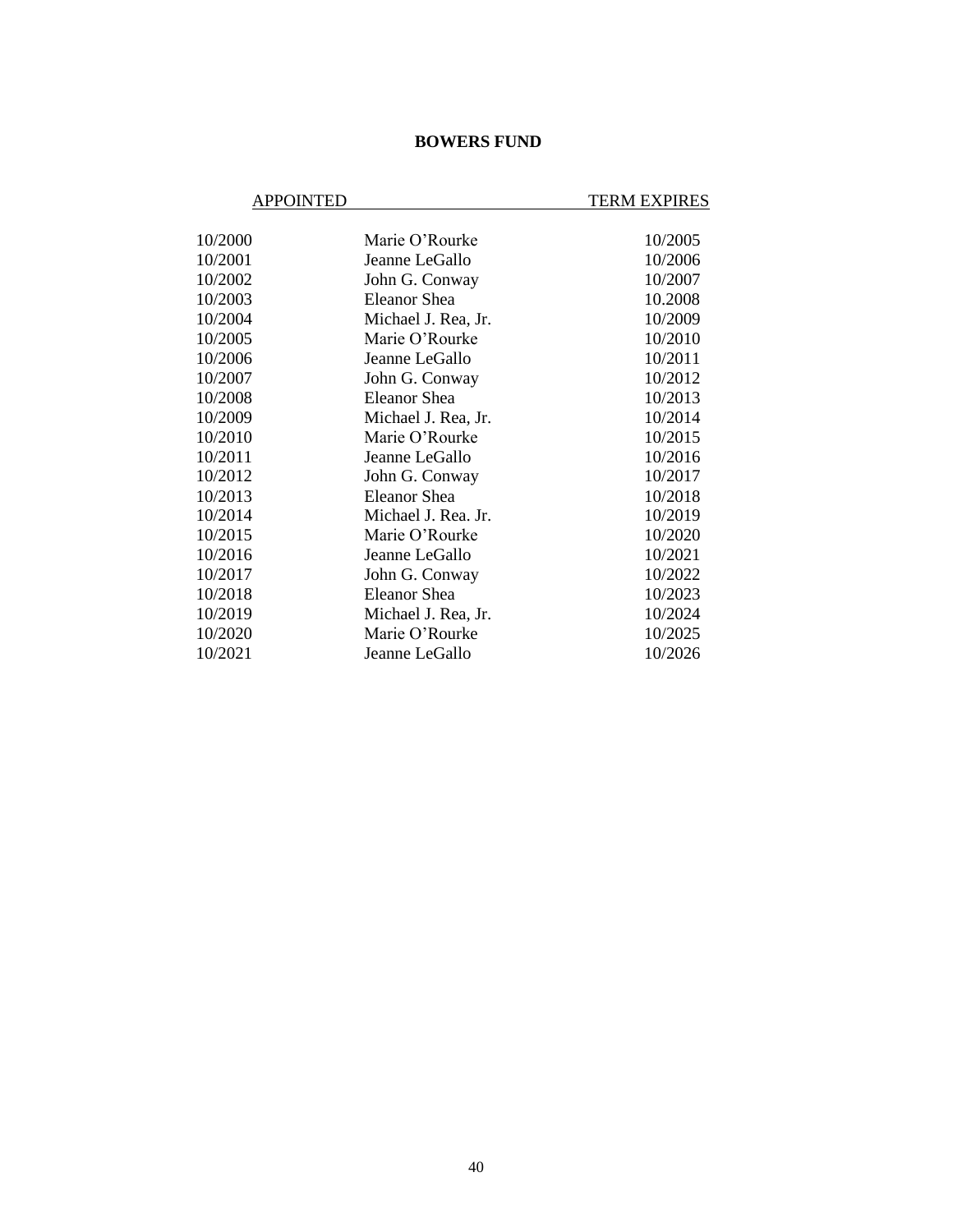## BOWERS FUND

| APPOINTED | | TERM EXPIRES |
|---|---|---|
| 10/2000 | Marie O'Rourke | 10/2005 |
| 10/2001 | Jeanne LeGallo | 10/2006 |
| 10/2002 | John G. Conway | 10/2007 |
| 10/2003 | Eleanor Shea | 10.2008 |
| 10/2004 | Michael J. Rea, Jr. | 10/2009 |
| 10/2005 | Marie O'Rourke | 10/2010 |
| 10/2006 | Jeanne LeGallo | 10/2011 |
| 10/2007 | John G. Conway | 10/2012 |
| 10/2008 | Eleanor Shea | 10/2013 |
| 10/2009 | Michael J. Rea, Jr. | 10/2014 |
| 10/2010 | Marie O'Rourke | 10/2015 |
| 10/2011 | Jeanne LeGallo | 10/2016 |
| 10/2012 | John G. Conway | 10/2017 |
| 10/2013 | Eleanor Shea | 10/2018 |
| 10/2014 | Michael J. Rea. Jr. | 10/2019 |
| 10/2015 | Marie O'Rourke | 10/2020 |
| 10/2016 | Jeanne LeGallo | 10/2021 |
| 10/2017 | John G. Conway | 10/2022 |
| 10/2018 | Eleanor Shea | 10/2023 |
| 10/2019 | Michael J. Rea, Jr. | 10/2024 |
| 10/2020 | Marie O'Rourke | 10/2025 |
| 10/2021 | Jeanne LeGallo | 10/2026 |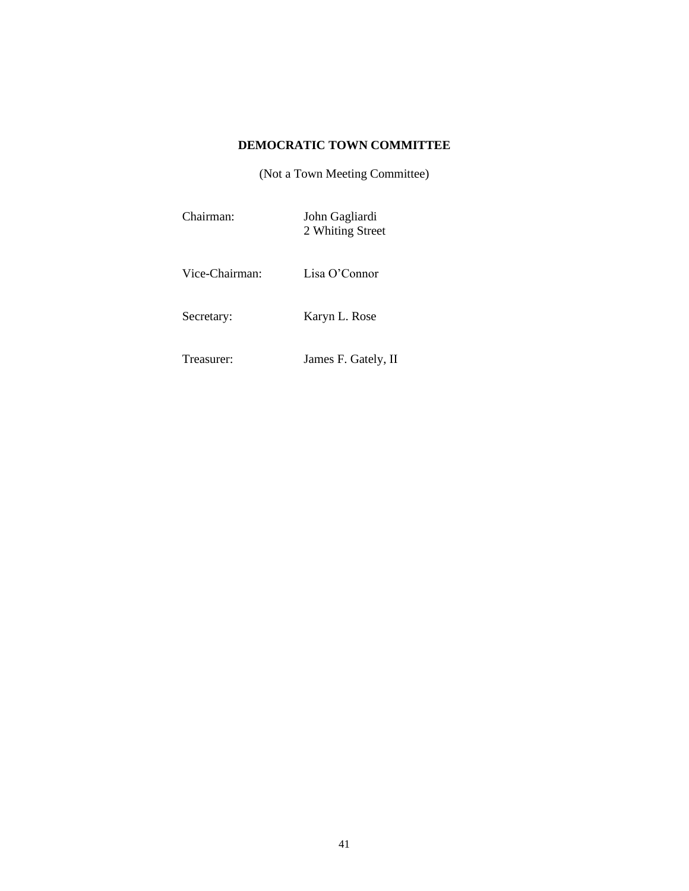## DEMOCRATIC TOWN COMMITTEE

(Not a Town Meeting Committee)

| | |
|---|---|
| Chairman: | John Gagliardi<br>2 Whiting Street |
| Vice-Chairman: | Lisa O'Connor |
| Secretary: | Karyn L. Rose |
| Treasurer: | James F. Gately, II |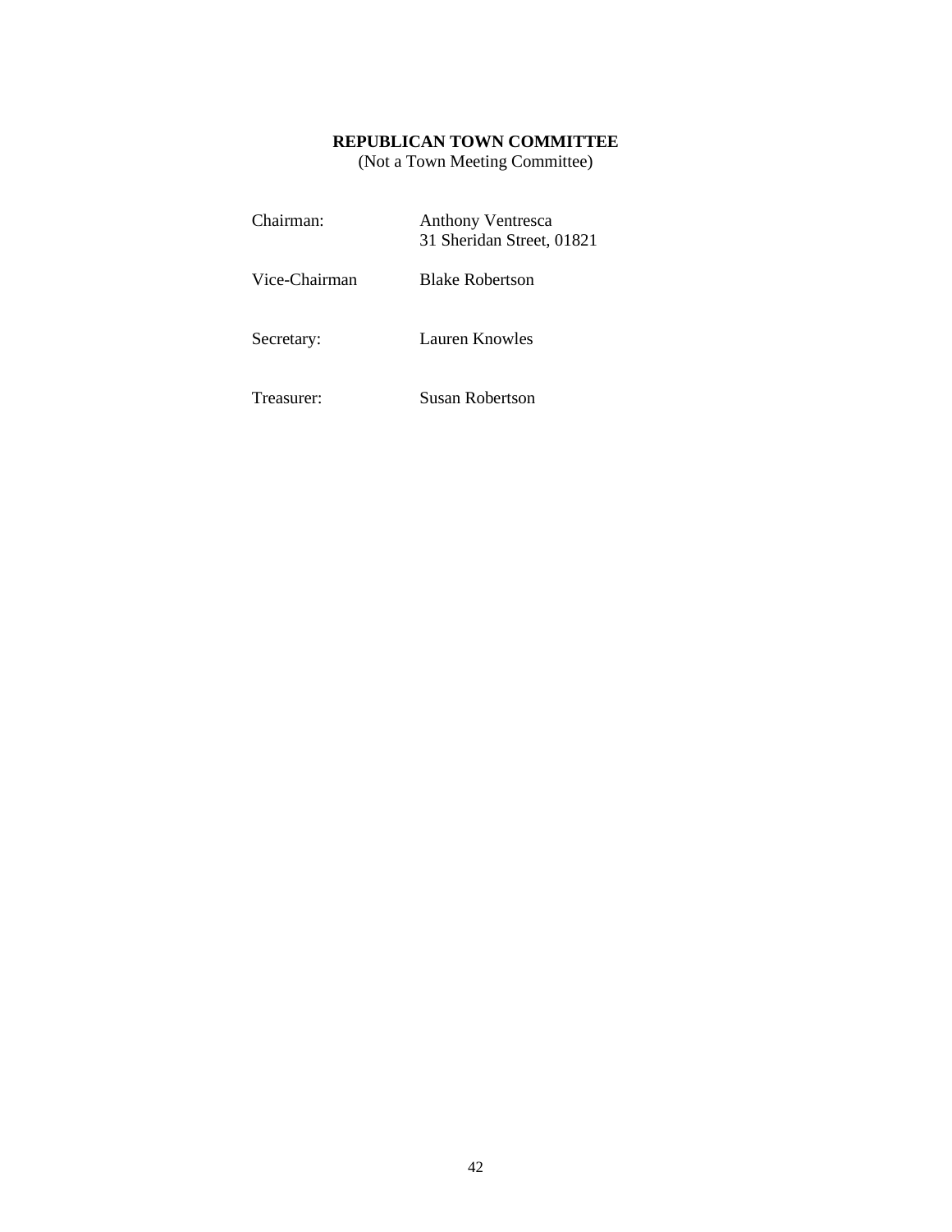## REPUBLICAN TOWN COMMITTEE

(Not a Town Meeting Committee)

| | |
|---|---|
| Chairman: | Anthony Ventresca<br>31 Sheridan Street, 01821 |
| Vice-Chairman | Blake Robertson |
| Secretary: | Lauren Knowles |
| Treasurer: | Susan Robertson |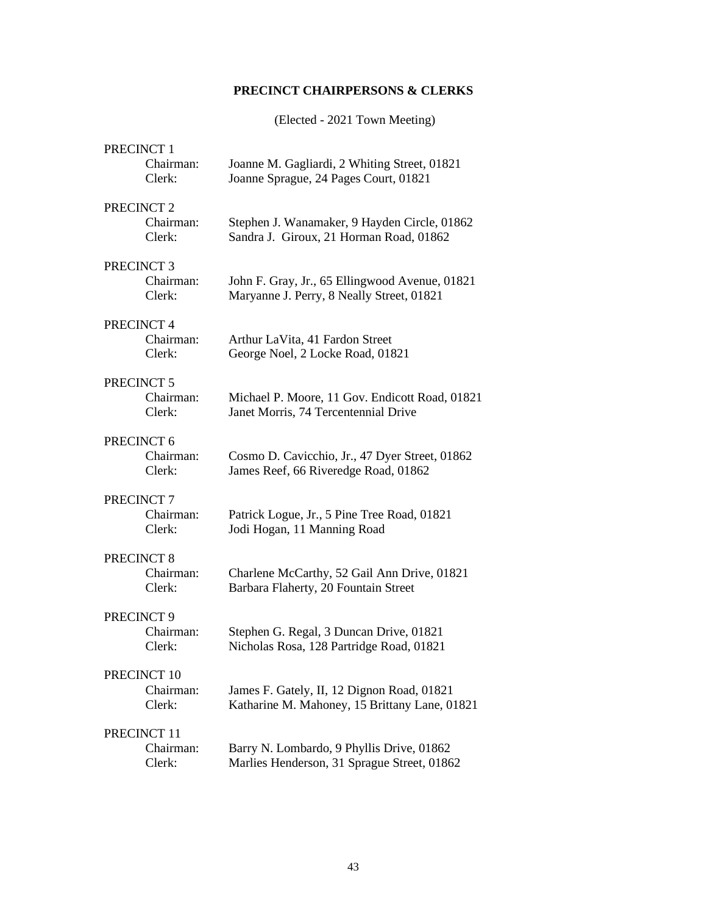## PRECINCT CHAIRPERSONS & CLERKS

(Elected - 2021 Town Meeting)

PRECINCT 1
- Chairman: Joanne M. Gagliardi, 2 Whiting Street, 01821
- Clerk: Joanne Sprague, 24 Pages Court, 01821

PRECINCT 2
- Chairman: Stephen J. Wanamaker, 9 Hayden Circle, 01862
- Clerk: Sandra J. Giroux, 21 Horman Road, 01862

PRECINCT 3
- Chairman: John F. Gray, Jr., 65 Ellingwood Avenue, 01821
- Clerk: Maryanne J. Perry, 8 Neally Street, 01821

PRECINCT 4
- Chairman: Arthur LaVita, 41 Fardon Street
- Clerk: George Noel, 2 Locke Road, 01821

PRECINCT 5
- Chairman: Michael P. Moore, 11 Gov. Endicott Road, 01821
- Clerk: Janet Morris, 74 Tercentennial Drive

PRECINCT 6
- Chairman: Cosmo D. Cavicchio, Jr., 47 Dyer Street, 01862
- Clerk: James Reef, 66 Riveredge Road, 01862

PRECINCT 7
- Chairman: Patrick Logue, Jr., 5 Pine Tree Road, 01821
- Clerk: Jodi Hogan, 11 Manning Road

PRECINCT 8
- Chairman: Charlene McCarthy, 52 Gail Ann Drive, 01821
- Clerk: Barbara Flaherty, 20 Fountain Street

PRECINCT 9
- Chairman: Stephen G. Regal, 3 Duncan Drive, 01821
- Clerk: Nicholas Rosa, 128 Partridge Road, 01821

PRECINCT 10
- Chairman: James F. Gately, II, 12 Dignon Road, 01821
- Clerk: Katharine M. Mahoney, 15 Brittany Lane, 01821

PRECINCT 11
- Chairman: Barry N. Lombardo, 9 Phyllis Drive, 01862
- Clerk: Marlies Henderson, 31 Sprague Street, 01862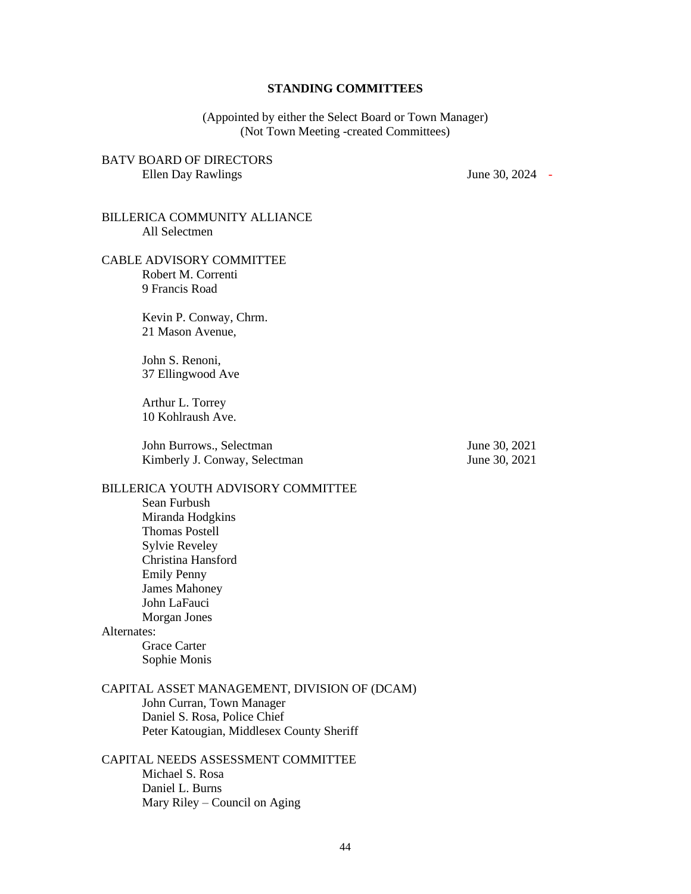## STANDING COMMITTEES

(Appointed by either the Select Board or Town Manager)
(Not Town Meeting -created Committees)

BATV BOARD OF DIRECTORS
Ellen Day Rawlings June 30, 2024 -

BILLERICA COMMUNITY ALLIANCE
All Selectmen

CABLE ADVISORY COMMITTEE
Robert M. Correnti
9 Francis Road

Kevin P. Conway, Chrm.
21 Mason Avenue,

John S. Renoni,
37 Ellingwood Ave

Arthur L. Torrey
10 Kohlraush Ave.

John Burrows., Selectman June 30, 2021
Kimberly J. Conway, Selectman June 30, 2021

BILLERICA YOUTH ADVISORY COMMITTEE
Sean Furbush
Miranda Hodgkins
Thomas Postell
Sylvie Reveley
Christina Hansford
Emily Penny
James Mahoney
John LaFauci
Morgan Jones

Alternates:
Grace Carter
Sophie Monis

CAPITAL ASSET MANAGEMENT, DIVISION OF (DCAM)
John Curran, Town Manager
Daniel S. Rosa, Police Chief
Peter Katougian, Middlesex County Sheriff

CAPITAL NEEDS ASSESSMENT COMMITTEE
Michael S. Rosa
Daniel L. Burns
Mary Riley – Council on Aging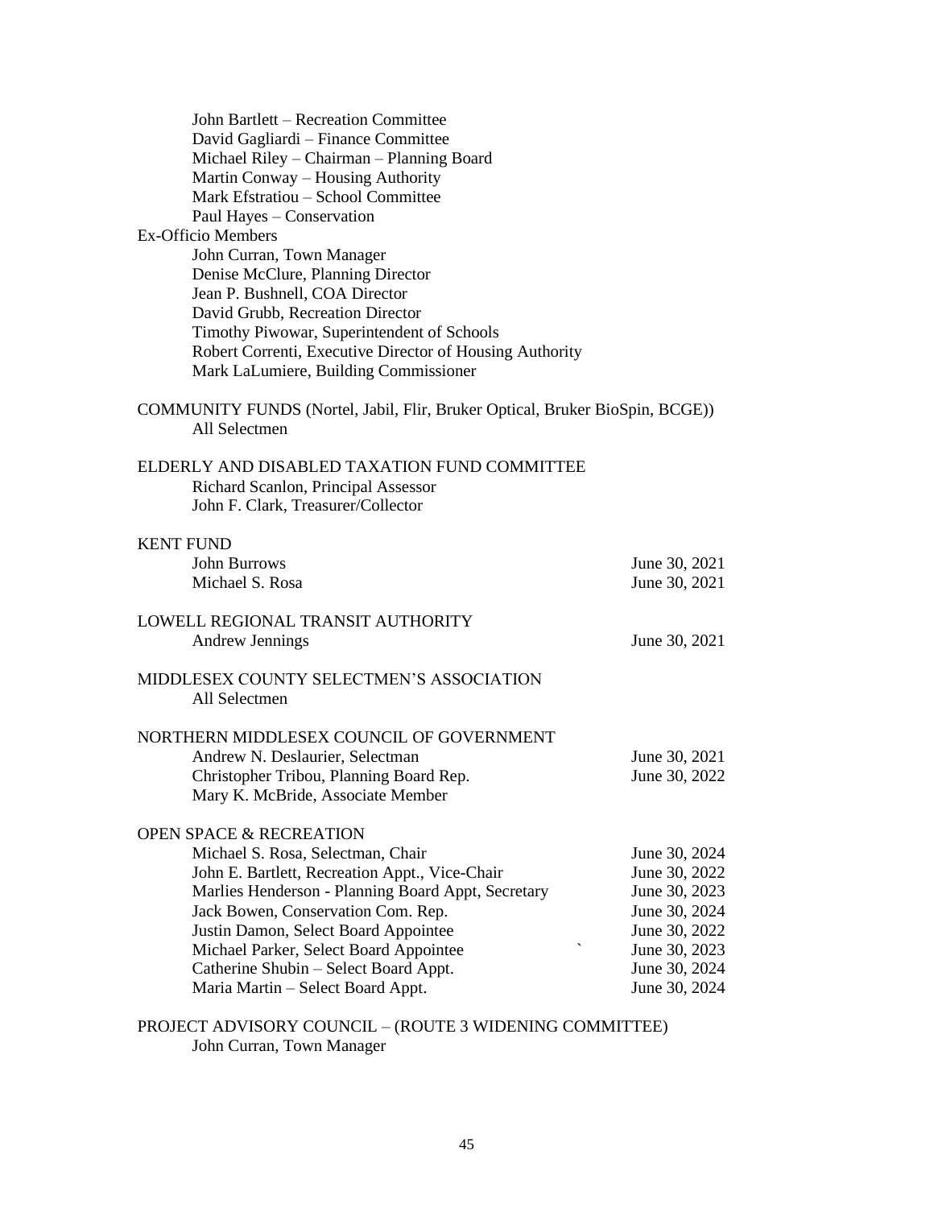John Bartlett – Recreation Committee
David Gagliardi – Finance Committee
Michael Riley – Chairman – Planning Board
Martin Conway – Housing Authority
Mark Efstratiou – School Committee
Paul Hayes – Conservation

Ex-Officio Members

John Curran, Town Manager
Denise McClure, Planning Director
Jean P. Bushnell, COA Director
David Grubb, Recreation Director
Timothy Piwowar, Superintendent of Schools
Robert Correnti, Executive Director of Housing Authority
Mark LaLumiere, Building Commissioner

COMMUNITY FUNDS (Nortel, Jabil, Flir, Bruker Optical, Bruker BioSpin, BCGE))

All Selectmen

ELDERLY AND DISABLED TAXATION FUND COMMITTEE

Richard Scanlon, Principal Assessor
John F. Clark, Treasurer/Collector

KENT FUND

| | |
|---|---|
| John Burrows | June 30, 2021 |
| Michael S. Rosa | June 30, 2021 |

LOWELL REGIONAL TRANSIT AUTHORITY

| | |
|---|---|
| Andrew Jennings | June 30, 2021 |

MIDDLESEX COUNTY SELECTMEN'S ASSOCIATION

All Selectmen

NORTHERN MIDDLESEX COUNCIL OF GOVERNMENT

| | |
|---|---|
| Andrew N. Deslaurier, Selectman | June 30, 2021 |
| Christopher Tribou, Planning Board Rep. | June 30, 2022 |
| Mary K. McBride, Associate Member | |

OPEN SPACE & RECREATION

| | |
|---|---|
| Michael S. Rosa, Selectman, Chair | June 30, 2024 |
| John E. Bartlett, Recreation Appt., Vice-Chair | June 30, 2022 |
| Marlies Henderson - Planning Board Appt, Secretary | June 30, 2023 |
| Jack Bowen, Conservation Com. Rep. | June 30, 2024 |
| Justin Damon, Select Board Appointee | June 30, 2022 |
| Michael Parker, Select Board Appointee | June 30, 2023 |
| Catherine Shubin – Select Board Appt. | June 30, 2024 |
| Maria Martin – Select Board Appt. | June 30, 2024 |

PROJECT ADVISORY COUNCIL – (ROUTE 3 WIDENING COMMITTEE)

John Curran, Town Manager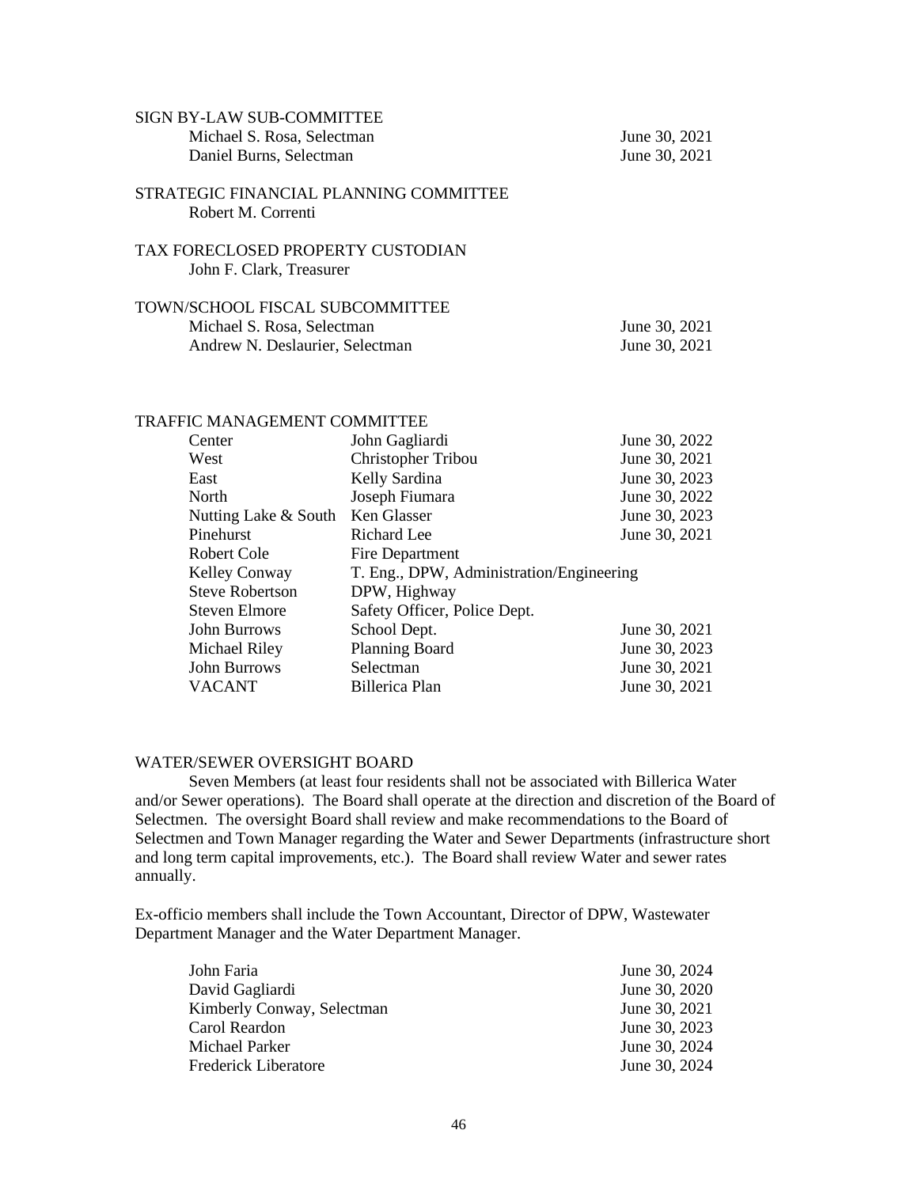SIGN BY-LAW SUB-COMMITTEE

| | |
|---|---|
| Michael S. Rosa, Selectman | June 30, 2021 |
| Daniel Burns, Selectman | June 30, 2021 |

STRATEGIC FINANCIAL PLANNING COMMITTEE

Robert M. Correnti

TAX FORECLOSED PROPERTY CUSTODIAN

John F. Clark, Treasurer

TOWN/SCHOOL FISCAL SUBCOMMITTEE

| | |
|---|---|
| Michael S. Rosa, Selectman | June 30, 2021 |
| Andrew N. Deslaurier, Selectman | June 30, 2021 |

TRAFFIC MANAGEMENT COMMITTEE

| | | |
|---|---|---|
| Center | John Gagliardi | June 30, 2022 |
| West | Christopher Tribou | June 30, 2021 |
| East | Kelly Sardina | June 30, 2023 |
| North | Joseph Fiumara | June 30, 2022 |
| Nutting Lake & South | Ken Glasser | June 30, 2023 |
| Pinehurst | Richard Lee | June 30, 2021 |
| Robert Cole | Fire Department | |
| Kelley Conway | T. Eng., DPW, Administration/Engineering | |
| Steve Robertson | DPW, Highway | |
| Steven Elmore | Safety Officer, Police Dept. | |
| John Burrows | School Dept. | June 30, 2021 |
| Michael Riley | Planning Board | June 30, 2023 |
| John Burrows | Selectman | June 30, 2021 |
| VACANT | Billerica Plan | June 30, 2021 |

WATER/SEWER OVERSIGHT BOARD

Seven Members (at least four residents shall not be associated with Billerica Water and/or Sewer operations). The Board shall operate at the direction and discretion of the Board of Selectmen. The oversight Board shall review and make recommendations to the Board of Selectmen and Town Manager regarding the Water and Sewer Departments (infrastructure short and long term capital improvements, etc.). The Board shall review Water and sewer rates annually.

Ex-officio members shall include the Town Accountant, Director of DPW, Wastewater Department Manager and the Water Department Manager.

| | |
|---|---|
| John Faria | June 30, 2024 |
| David Gagliardi | June 30, 2020 |
| Kimberly Conway, Selectman | June 30, 2021 |
| Carol Reardon | June 30, 2023 |
| Michael Parker | June 30, 2024 |
| Frederick Liberatore | June 30, 2024 |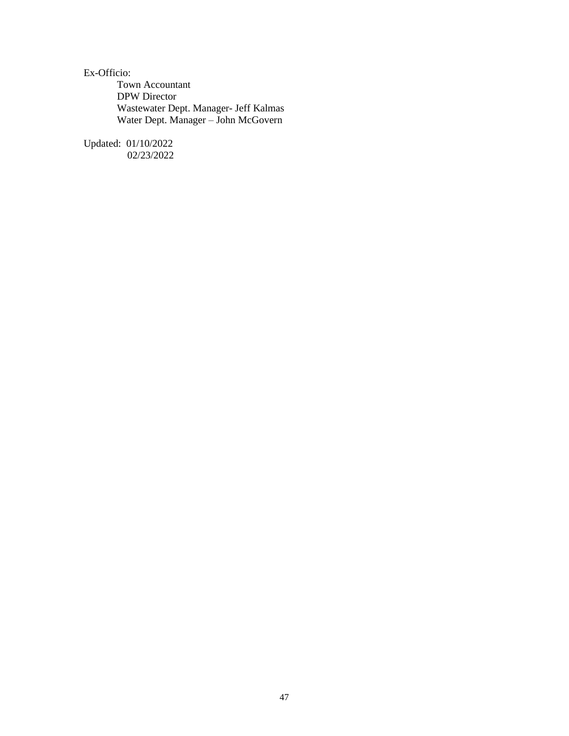Ex-Officio:

- Town Accountant
- DPW Director
- Wastewater Dept. Manager- Jeff Kalmas
- Water Dept. Manager – John McGovern

Updated: 01/10/2022
02/23/2022